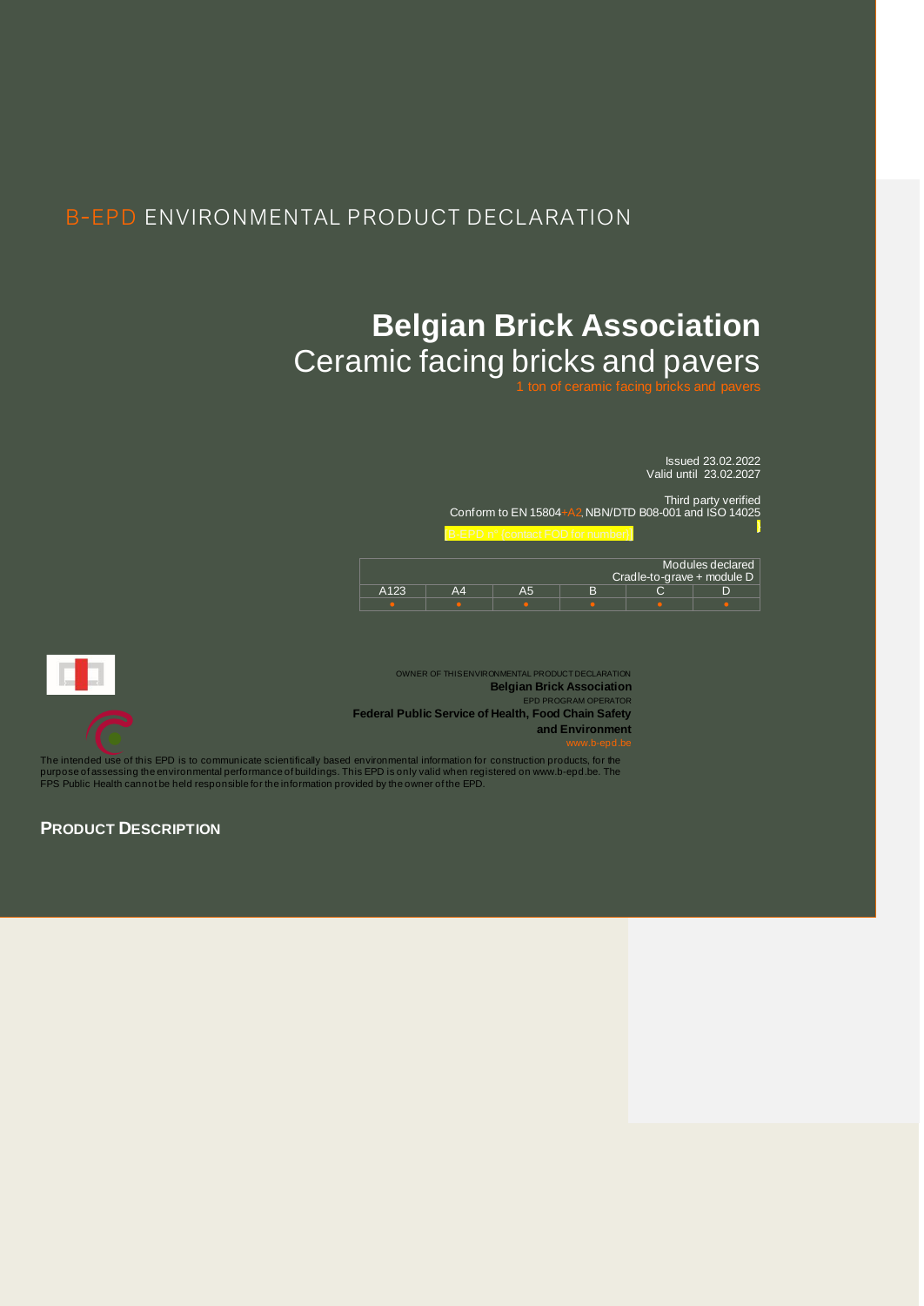B-EPD ENVIRONMENTAL PRODUCT DECLARATION

# Belgian Brick Association

## Ceramic facing bricks and pavers

1 ton of ceramic facing bricks and pavers

Issued 23.02.2022
Valid until 23.02.2027

Third party verified
Conform to EN 15804+A2, NBN/DTD B08-001 and ISO 14025

B-EPD n° (contact FOD for number)

| Modules declared Cradle-to-grave + module D | | | | | |
|---|---|---|---|---|---|
| A123 | A4 | A5 | B | C | D |
| • | • | • | • | • | • |

OWNER OF THIS ENVIRONMENTAL PRODUCT DECLARATION
**Belgian Brick Association**
EPD PROGRAM OPERATOR
**Federal Public Service of Health, Food Chain Safety and Environment**
www.b-epd.be

The intended use of this EPD is to communicate scientifically based environmental information for construction products, for the purpose of assessing the environmental performance of buildings. This EPD is only valid when registered on www.b-epd.be. The FPS Public Health cannot be held responsible for the information provided by the owner of the EPD.

## PRODUCT DESCRIPTION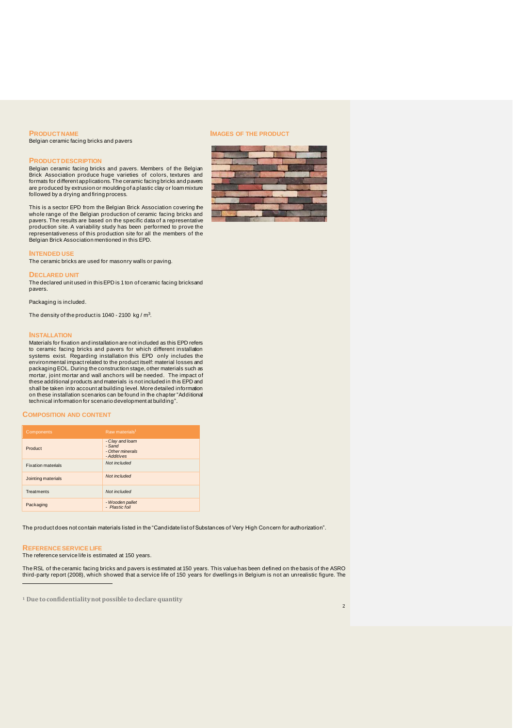## PRODUCT NAME

Belgian ceramic facing bricks and pavers

## PRODUCT DESCRIPTION

Belgian ceramic facing bricks and pavers. Members of the Belgian Brick Association produce huge varieties of colors, textures and formats for different applications. The ceramic facing bricks and pavers are produced by extrusion or moulding of a plastic clay or loam mixture followed by a drying and firing process.

This is a sector EPD from the Belgian Brick Association covering the whole range of the Belgian production of ceramic facing bricks and pavers. The results are based on the specific data of a representative production site. A variability study has been performed to prove the representativeness of this production site for all the members of the Belgian Brick Association mentioned in this EPD.

## IMAGES OF THE PRODUCT

## INTENDED USE

The ceramic bricks are used for masonry walls or paving.

## DECLARED UNIT

The declared unit used in this EPD is 1 ton of ceramic facing bricks and pavers.

Packaging is included.

The density of the product is 1040 - 2100 kg / m$^3$.

## INSTALLATION

Materials for fixation and installation are not included as this EPD refers to ceramic facing bricks and pavers for which different installation systems exist. Regarding installation this EPD only includes the environmental impact related to the product itself: material losses and packaging EOL. During the construction stage, other materials such as mortar, joint mortar and wall anchors will be needed. The impact of these additional products and materials is not included in this EPD and shall be taken into account at building level. More detailed information on these installation scenarios can be found in the chapter "Additional technical information for scenario development at building".

## COMPOSITION AND CONTENT

| Components | Raw materials[1] |
|---|---|
| Product | *- Clay and loam*<br>*- Sand*<br>*- Other minerals*<br>*- Additives* |
| Fixation materials | *Not included* |
| Jointing materials | *Not included* |
| Treatments | *Not included* |
| Packaging | *- Wooden pallet*<br>*- Plastic foil* |

The product does not contain materials listed in the "Candidate list of Substances of Very High Concern for authorization".

## REFERENCE SERVICE LIFE

The reference service life is estimated at 150 years.

The RSL of the ceramic facing bricks and pavers is estimated at 150 years. This value has been defined on the basis of the ASRO third-party report (2008), which showed that a service life of 150 years for dwellings in Belgium is not an unrealistic figure. The

[1] Due to confidentiality not possible to declare quantity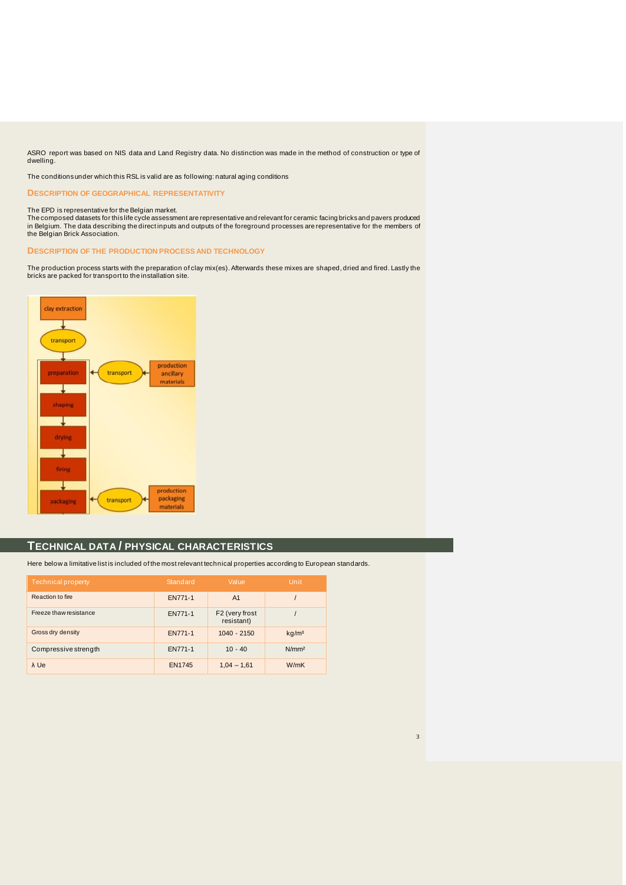ASRO report was based on NIS data and Land Registry data. No distinction was made in the method of construction or type of dwelling.

The conditions under which this RSL is valid are as following: natural aging conditions

### DESCRIPTION OF GEOGRAPHICAL REPRESENTATIVITY

The EPD is representative for the Belgian market.
The composed datasets for this life cycle assessment are representative and relevant for ceramic facing bricks and pavers produced in Belgium. The data describing the direct inputs and outputs of the foreground processes are representative for the members of the Belgian Brick Association.

### DESCRIPTION OF THE PRODUCTION PROCESS AND TECHNOLOGY

The production process starts with the preparation of clay mix(es). Afterwards these mixes are shaped, dried and fired. Lastly the bricks are packed for transport to the installation site.

clay extraction → transport → preparation → shaping → drying → firing → packaging

production ancillary materials → transport → preparation

production packaging materials → transport → packaging

## TECHNICAL DATA / PHYSICAL CHARACTERISTICS

Here below a limitative list is included of the most relevant technical properties according to European standards.

| Technical property | Standard | Value | Unit |
|---|---|---|---|
| Reaction to fire | EN771-1 | A1 | / |
| Freeze thaw resistance | EN771-1 | F2 (very frost resistant) | / |
| Gross dry density | EN771-1 | 1040 - 2150 | kg/m³ |
| Compressive strength | EN771-1 | 10 - 40 | N/mm² |
| λ Ue | EN1745 | 1,04 – 1,61 | W/mK |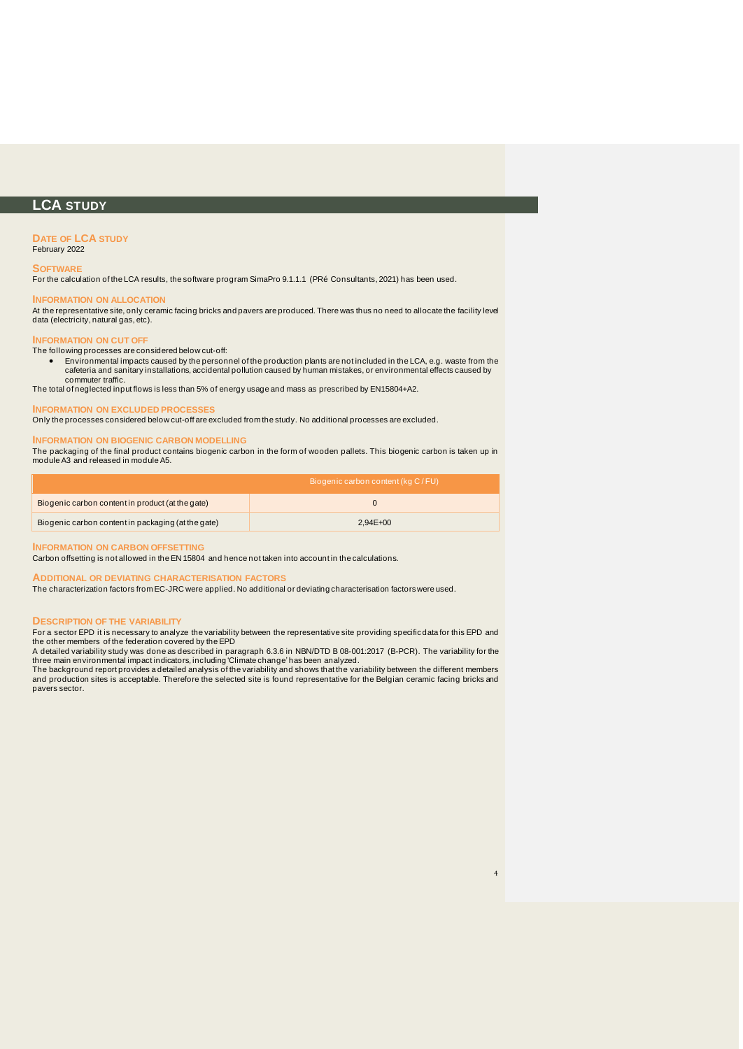## LCA STUDY

### DATE OF LCA STUDY

February 2022

### SOFTWARE

For the calculation of the LCA results, the software program SimaPro 9.1.1.1 (PRé Consultants, 2021) has been used.

### INFORMATION ON ALLOCATION

At the representative site, only ceramic facing bricks and pavers are produced. There was thus no need to allocate the facility level data (electricity, natural gas, etc).

### INFORMATION ON CUT OFF

The following processes are considered below cut-off:

- Environmental impacts caused by the personnel of the production plants are not included in the LCA, e.g. waste from the cafeteria and sanitary installations, accidental pollution caused by human mistakes, or environmental effects caused by commuter traffic.

The total of neglected input flows is less than 5% of energy usage and mass as prescribed by EN15804+A2.

### INFORMATION ON EXCLUDED PROCESSES

Only the processes considered below cut-off are excluded from the study. No additional processes are excluded.

### INFORMATION ON BIOGENIC CARBON MODELLING

The packaging of the final product contains biogenic carbon in the form of wooden pallets. This biogenic carbon is taken up in module A3 and released in module A5.

| | Biogenic carbon content (kg C / FU) |
|---|---|
| Biogenic carbon content in product (at the gate) | 0 |
| Biogenic carbon content in packaging (at the gate) | 2,94E+00 |

### INFORMATION ON CARBON OFFSETTING

Carbon offsetting is not allowed in the EN 15804 and hence not taken into account in the calculations.

### ADDITIONAL OR DEVIATING CHARACTERISATION FACTORS

The characterization factors from EC-JRC were applied. No additional or deviating characterisation factors were used.

### DESCRIPTION OF THE VARIABILITY

For a sector EPD it is necessary to analyze the variability between the representative site providing specific data for this EPD and the other members of the federation covered by the EPD

A detailed variability study was done as described in paragraph 6.3.6 in NBN/DTD B 08-001:2017 (B-PCR). The variability for the three main environmental impact indicators, including 'Climate change' has been analyzed.

The background report provides a detailed analysis of the variability and shows that the variability between the different members and production sites is acceptable. Therefore the selected site is found representative for the Belgian ceramic facing bricks and pavers sector.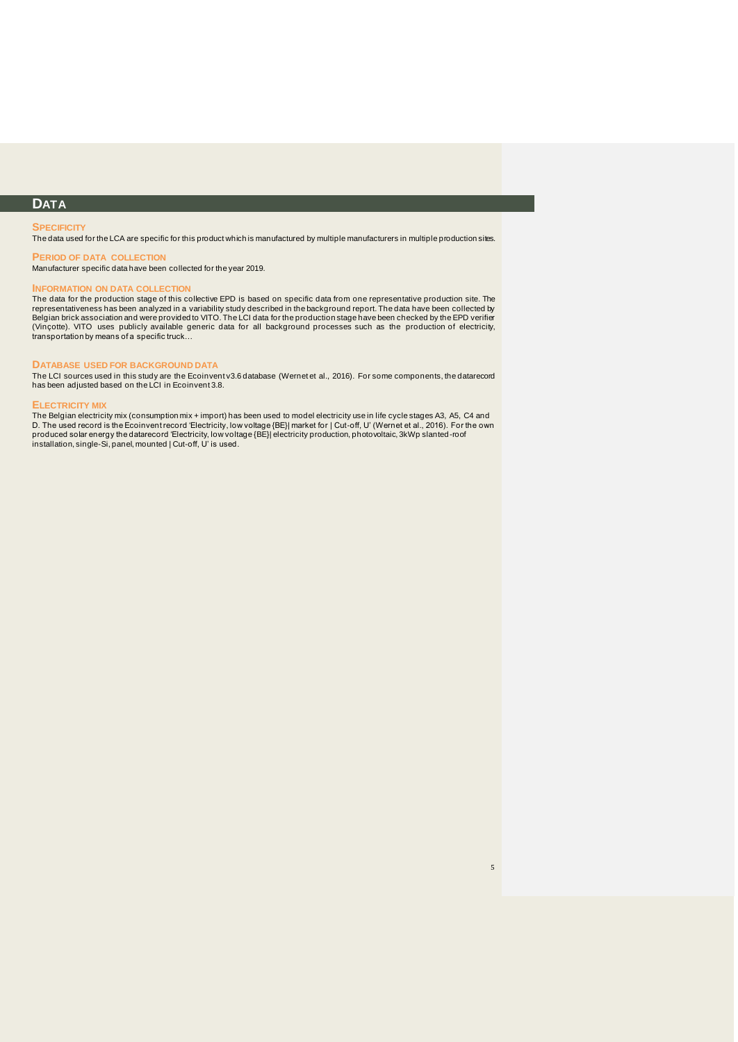# DATA

### SPECIFICITY

The data used for the LCA are specific for this product which is manufactured by multiple manufacturers in multiple production sites.

### PERIOD OF DATA COLLECTION

Manufacturer specific data have been collected for the year 2019.

### INFORMATION ON DATA COLLECTION

The data for the production stage of this collective EPD is based on specific data from one representative production site. The representativeness has been analyzed in a variability study described in the background report. The data have been collected by Belgian brick association and were provided to VITO. The LCI data for the production stage have been checked by the EPD verifier (Vinçotte). VITO uses publicly available generic data for all background processes such as the production of electricity, transportation by means of a specific truck…

### DATABASE USED FOR BACKGROUND DATA

The LCI sources used in this study are the Ecoinvent v3.6 database (Wernet et al., 2016). For some components, the datarecord has been adjusted based on the LCI in Ecoinvent 3.8.

### ELECTRICITY MIX

The Belgian electricity mix (consumption mix + import) has been used to model electricity use in life cycle stages A3, A5, C4 and D. The used record is the Ecoinvent record 'Electricity, low voltage {BE}| market for | Cut-off, U' (Wernet et al., 2016). For the own produced solar energy the datarecord 'Electricity, low voltage {BE}| electricity production, photovoltaic, 3kWp slanted-roof installation, single-Si, panel, mounted | Cut-off, U' is used.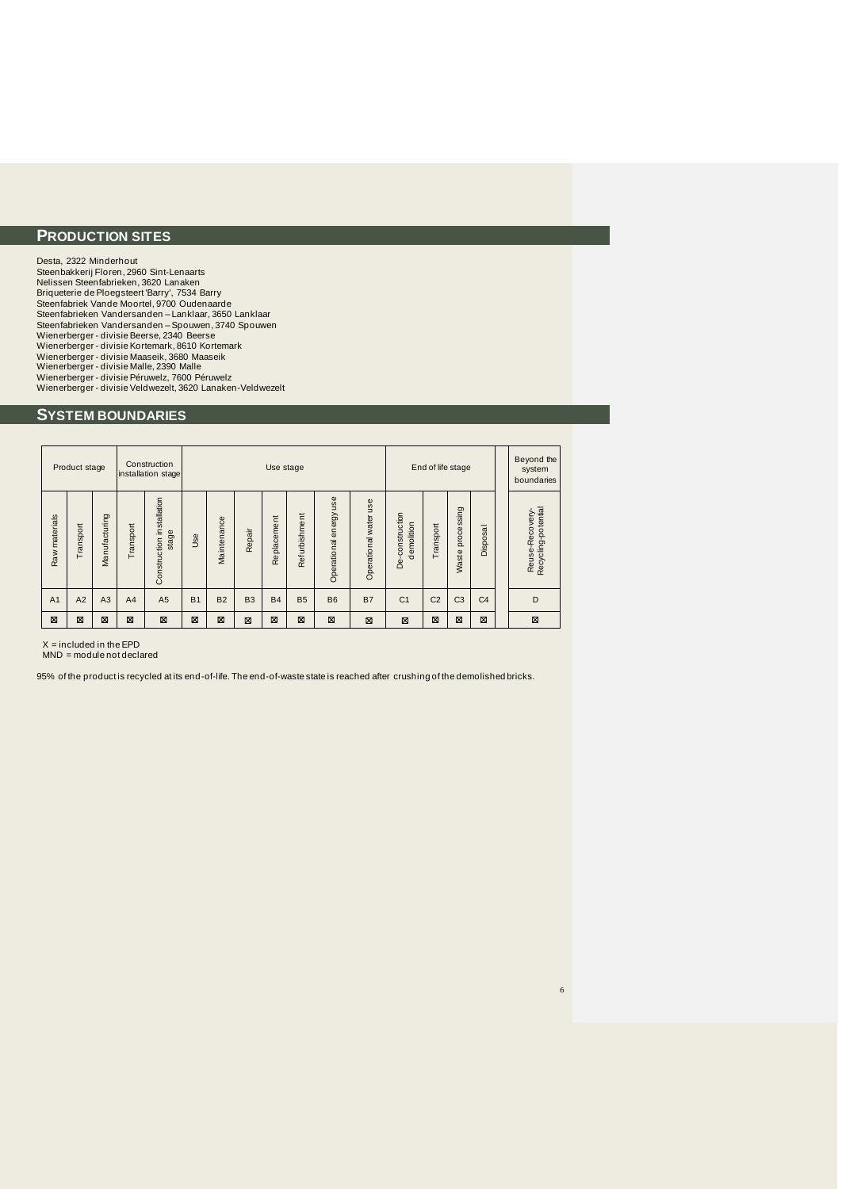## PRODUCTION SITES

Desta, 2322 Minderhout
Steenbakkerij Floren, 2960 Sint-Lenaarts
Nelissen Steenfabrieken, 3620 Lanaken
Briqueterie de Ploegsteert 'Barry', 7534 Barry
Steenfabriek Vande Moortel, 9700 Oudenaarde
Steenfabrieken Vandersanden – Lanklaar, 3650 Lanklaar
Steenfabrieken Vandersanden – Spouwen, 3740 Spouwen
Wienerberger - divisie Beerse, 2340 Beerse
Wienerberger - divisie Kortemark, 8610 Kortemark
Wienerberger - divisie Maaseik, 3680 Maaseik
Wienerberger - divisie Malle, 2390 Malle
Wienerberger - divisie Péruwelz, 7600 Péruwelz
Wienerberger - divisie Veldwezelt, 3620 Lanaken-Veldwezelt

## SYSTEM BOUNDARIES

| Product stage | | | Construction installation stage | | Use stage | | | | | | | End of life stage | | | | Beyond the system boundaries |
|---|---|---|---|---|---|---|---|---|---|---|---|---|---|---|---|---|
| Raw materials | Transport | Manufacturing | Transport | Construction installation stage | Use | Maintenance | Repair | Replacement | Refurbishment | Operational energy use | Operational water use | De-construction demolition | Transport | Waste processing | Disposal | Reuse-Recovery-Recycling-potential |
| A1 | A2 | A3 | A4 | A5 | B1 | B2 | B3 | B4 | B5 | B6 | B7 | C1 | C2 | C3 | C4 | D |
| ☒ | ☒ | ☒ | ☒ | ☒ | ☒ | ☒ | ☒ | ☒ | ☒ | ☒ | ☒ | ☒ | ☒ | ☒ | ☒ | ☒ |

X = included in the EPD
MND = module not declared

95% of the product is recycled at its end-of-life. The end-of-waste state is reached after crushing of the demolished bricks.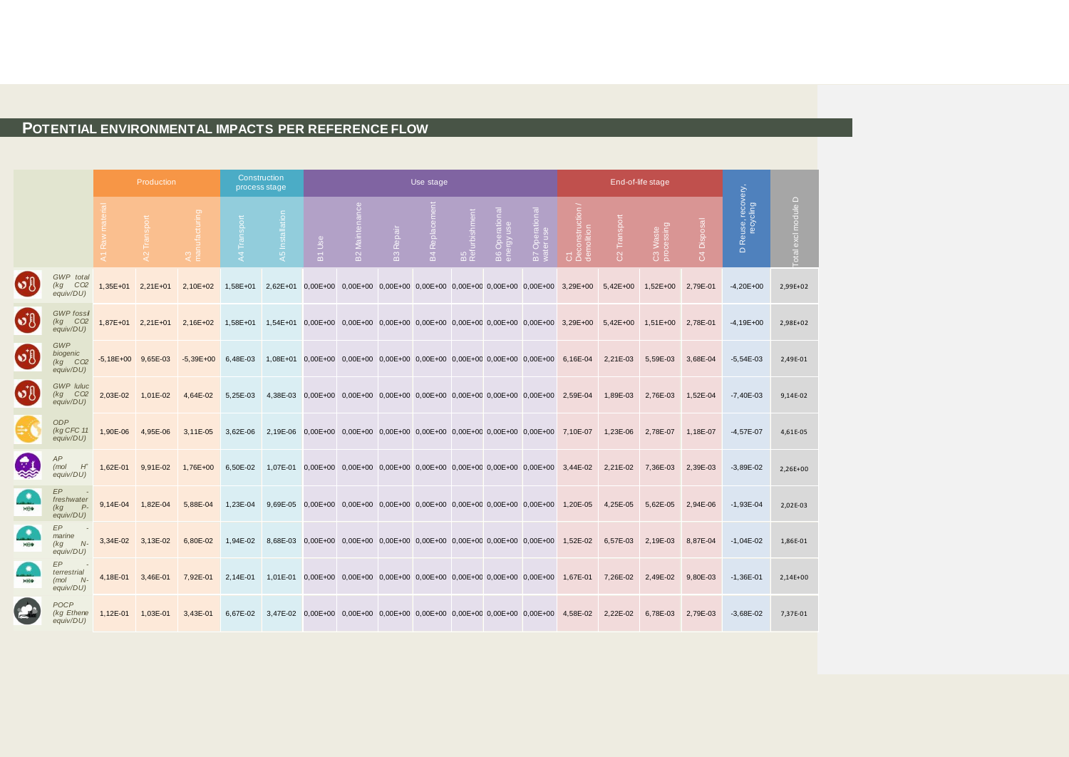## POTENTIAL ENVIRONMENTAL IMPACTS PER REFERENCE FLOW

| | Production | | | Construction process stage | | Use stage | | | | | | | End-of-life stage | | | | D Reuse, recovery, recycling | Total excl module D |
|---|---|---|---|---|---|---|---|---|---|---|---|---|---|---|---|---|---|---|
| | A1 Raw material | A2 Transport | A3 manufacturing | A4 Transport | A5 Installation | B1 Use | B2 Maintenance | B3 Repair | B4 Replacement | B5 Refurbishment | B6 Operational energy use | B7 Operational water use | C1 Deconstruction / demolition | C2 Transport | C3 Waste processing | C4 Disposal | | |
| *GWP total (kg $CO_2$ equiv/DU)* | 1,35E+01 | 2,21E+01 | 2,10E+02 | 1,58E+01 | 2,62E+01 | 0,00E+00 | 0,00E+00 | 0,00E+00 | 0,00E+00 | 0,00E+00 | 0,00E+00 | 0,00E+00 | 3,29E+00 | 5,42E+00 | 1,52E+00 | 2,79E-01 | -4,20E+00 | 2,99E+02 |
| *GWP fossil (kg $CO_2$ equiv/DU)* | 1,87E+01 | 2,21E+01 | 2,16E+02 | 1,58E+01 | 1,54E+01 | 0,00E+00 | 0,00E+00 | 0,00E+00 | 0,00E+00 | 0,00E+00 | 0,00E+00 | 0,00E+00 | 3,29E+00 | 5,42E+00 | 1,51E+00 | 2,78E-01 | -4,19E+00 | 2,98E+02 |
| *GWP biogenic (kg $CO_2$ equiv/DU)* | -5,18E+00 | 9,65E-03 | -5,39E+00 | 6,48E-03 | 1,08E+01 | 0,00E+00 | 0,00E+00 | 0,00E+00 | 0,00E+00 | 0,00E+00 | 0,00E+00 | 0,00E+00 | 6,16E-04 | 2,21E-03 | 5,59E-03 | 3,68E-04 | -5,54E-03 | 2,49E-01 |
| *GWP luluc (kg $CO_2$ equiv/DU)* | 2,03E-02 | 1,01E-02 | 4,64E-02 | 5,25E-03 | 4,38E-03 | 0,00E+00 | 0,00E+00 | 0,00E+00 | 0,00E+00 | 0,00E+00 | 0,00E+00 | 0,00E+00 | 2,59E-04 | 1,89E-03 | 2,76E-03 | 1,52E-04 | -7,40E-03 | 9,14E-02 |
| *ODP (kg CFC 11 equiv/DU)* | 1,90E-06 | 4,95E-06 | 3,11E-05 | 3,62E-06 | 2,19E-06 | 0,00E+00 | 0,00E+00 | 0,00E+00 | 0,00E+00 | 0,00E+00 | 0,00E+00 | 0,00E+00 | 7,10E-07 | 1,23E-06 | 2,78E-07 | 1,18E-07 | -4,57E-07 | 4,61E-05 |
| *AP (mol $H^+$ equiv/DU)* | 1,62E-01 | 9,91E-02 | 1,76E+00 | 6,50E-02 | 1,07E-01 | 0,00E+00 | 0,00E+00 | 0,00E+00 | 0,00E+00 | 0,00E+00 | 0,00E+00 | 0,00E+00 | 3,44E-02 | 2,21E-02 | 7,36E-03 | 2,39E-03 | -3,89E-02 | 2,26E+00 |
| *EP - freshwater (kg P-equiv/DU)* | 9,14E-04 | 1,82E-04 | 5,88E-04 | 1,23E-04 | 9,69E-05 | 0,00E+00 | 0,00E+00 | 0,00E+00 | 0,00E+00 | 0,00E+00 | 0,00E+00 | 0,00E+00 | 1,20E-05 | 4,25E-05 | 5,62E-05 | 2,94E-06 | -1,93E-04 | 2,02E-03 |
| *EP - marine (kg N-equiv/DU)* | 3,34E-02 | 3,13E-02 | 6,80E-02 | 1,94E-02 | 8,68E-03 | 0,00E+00 | 0,00E+00 | 0,00E+00 | 0,00E+00 | 0,00E+00 | 0,00E+00 | 0,00E+00 | 1,52E-02 | 6,57E-03 | 2,19E-03 | 8,87E-04 | -1,04E-02 | 1,86E-01 |
| *EP - terrestrial (mol N-equiv/DU)* | 4,18E-01 | 3,46E-01 | 7,92E-01 | 2,14E-01 | 1,01E-01 | 0,00E+00 | 0,00E+00 | 0,00E+00 | 0,00E+00 | 0,00E+00 | 0,00E+00 | 0,00E+00 | 1,67E-01 | 7,26E-02 | 2,49E-02 | 9,80E-03 | -1,36E-01 | 2,14E+00 |
| *POCP (kg Ethene equiv/DU)* | 1,12E-01 | 1,03E-01 | 3,43E-01 | 6,67E-02 | 3,47E-02 | 0,00E+00 | 0,00E+00 | 0,00E+00 | 0,00E+00 | 0,00E+00 | 0,00E+00 | 0,00E+00 | 4,58E-02 | 2,22E-02 | 6,78E-03 | 2,79E-03 | -3,68E-02 | 7,37E-01 |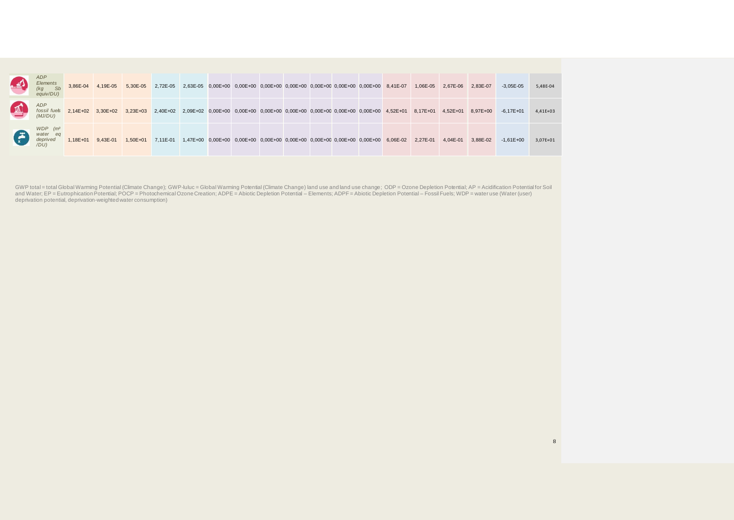| | | | | | | | | | | | | | | | | | | | |
|---|---|---|---|---|---|---|---|---|---|---|---|---|---|---|---|---|---|---|---|
| *ADP Elements (kg Sb equiv/DU)* | 3,86E-04 | 4,19E-05 | 5,30E-05 | 2,72E-05 | 2,63E-05 | 0,00E+00 | 0,00E+00 | 0,00E+00 | 0,00E+00 | 0,00E+00 | 0,00E+00 | 0,00E+00 | 8,41E-07 | 1,06E-05 | 2,67E-06 | 2,83E-07 | -3,05E-05 | 5,48E-04 |
| *ADP fossil fuels (MJ/DU)* | 2,14E+02 | 3,30E+02 | 3,23E+03 | 2,40E+02 | 2,09E+02 | 0,00E+00 | 0,00E+00 | 0,00E+00 | 0,00E+00 | 0,00E+00 | 0,00E+00 | 0,00E+00 | 4,52E+01 | 8,17E+01 | 4,52E+01 | 8,97E+00 | -6,17E+01 | 4,41E+03 |
| *WDP ($m^3$ water eq deprived /DU)* | 1,18E+01 | 9,43E-01 | 1,50E+01 | 7,11E-01 | 1,47E+00 | 0,00E+00 | 0,00E+00 | 0,00E+00 | 0,00E+00 | 0,00E+00 | 0,00E+00 | 0,00E+00 | 6,06E-02 | 2,27E-01 | 4,04E-01 | 3,88E-02 | -1,61E+00 | 3,07E+01 |

GWP total = total Global Warming Potential (Climate Change); GWP-luluc = Global Warming Potential (Climate Change) land use and land use change; ODP = Ozone Depletion Potential; AP = Acidification Potential for Soil and Water; EP = Eutrophication Potential; POCP = Photochemical Ozone Creation; ADPE = Abiotic Depletion Potential – Elements; ADPF = Abiotic Depletion Potential – Fossil Fuels; WDP = water use (Water (user) deprivation potential, deprivation-weighted water consumption)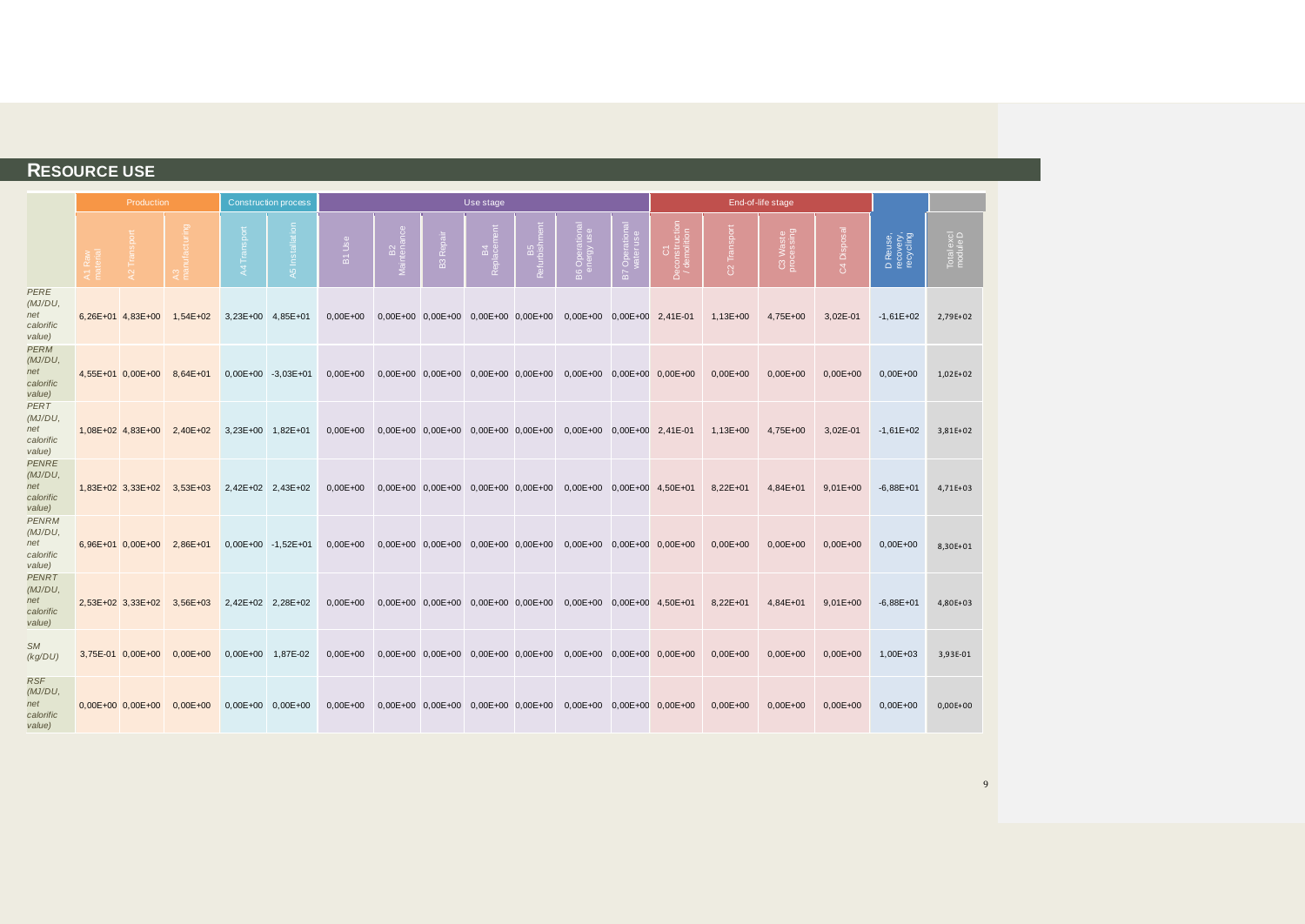## RESOURCE USE

| | Production | | | Construction process | | Use stage | | | | | | | End-of-life stage | | | | | |
|---|---|---|---|---|---|---|---|---|---|---|---|---|---|---|---|---|---|---|
| | A1 Raw material | A2 Transport | A3 manufacturing | A4 Transport | A5 Installation | B1 Use | B2 Maintenance | B3 Repair | B4 Replacement | B5 Refurbishment | B6 Operational energy use | B7 Operational water use | C1 Deconstruction / demolition | C2 Transport | C3 Waste processing | C4 Disposal | D Reuse, recovery, recycling | Total excl module D |
| *PERE (MJ/DU, net calorific value)* | 6,26E+01 | 4,83E+00 | 1,54E+02 | 3,23E+00 | 4,85E+01 | 0,00E+00 | 0,00E+00 | 0,00E+00 | 0,00E+00 | 0,00E+00 | 0,00E+00 | 0,00E+00 | 2,41E-01 | 1,13E+00 | 4,75E+00 | 3,02E-01 | -1,61E+02 | 2,79E+02 |
| *PERM (MJ/DU, net calorific value)* | 4,55E+01 | 0,00E+00 | 8,64E+01 | 0,00E+00 | -3,03E+01 | 0,00E+00 | 0,00E+00 | 0,00E+00 | 0,00E+00 | 0,00E+00 | 0,00E+00 | 0,00E+00 | 0,00E+00 | 0,00E+00 | 0,00E+00 | 0,00E+00 | 0,00E+00 | 1,02E+02 |
| *PERT (MJ/DU, net calorific value)* | 1,08E+02 | 4,83E+00 | 2,40E+02 | 3,23E+00 | 1,82E+01 | 0,00E+00 | 0,00E+00 | 0,00E+00 | 0,00E+00 | 0,00E+00 | 0,00E+00 | 0,00E+00 | 2,41E-01 | 1,13E+00 | 4,75E+00 | 3,02E-01 | -1,61E+02 | 3,81E+02 |
| *PENRE (MJ/DU, net calorific value)* | 1,83E+02 | 3,33E+02 | 3,53E+03 | 2,42E+02 | 2,43E+02 | 0,00E+00 | 0,00E+00 | 0,00E+00 | 0,00E+00 | 0,00E+00 | 0,00E+00 | 0,00E+00 | 4,50E+01 | 8,22E+01 | 4,84E+01 | 9,01E+00 | -6,88E+01 | 4,71E+03 |
| *PENRM (MJ/DU, net calorific value)* | 6,96E+01 | 0,00E+00 | 2,86E+01 | 0,00E+00 | -1,52E+01 | 0,00E+00 | 0,00E+00 | 0,00E+00 | 0,00E+00 | 0,00E+00 | 0,00E+00 | 0,00E+00 | 0,00E+00 | 0,00E+00 | 0,00E+00 | 0,00E+00 | 0,00E+00 | 8,30E+01 |
| *PENRT (MJ/DU, net calorific value)* | 2,53E+02 | 3,33E+02 | 3,56E+03 | 2,42E+02 | 2,28E+02 | 0,00E+00 | 0,00E+00 | 0,00E+00 | 0,00E+00 | 0,00E+00 | 0,00E+00 | 0,00E+00 | 4,50E+01 | 8,22E+01 | 4,84E+01 | 9,01E+00 | -6,88E+01 | 4,80E+03 |
| *SM (kg/DU)* | 3,75E-01 | 0,00E+00 | 0,00E+00 | 0,00E+00 | 1,87E-02 | 0,00E+00 | 0,00E+00 | 0,00E+00 | 0,00E+00 | 0,00E+00 | 0,00E+00 | 0,00E+00 | 0,00E+00 | 0,00E+00 | 0,00E+00 | 0,00E+00 | 1,00E+03 | 3,93E-01 |
| *RSF (MJ/DU, net calorific value)* | 0,00E+00 | 0,00E+00 | 0,00E+00 | 0,00E+00 | 0,00E+00 | 0,00E+00 | 0,00E+00 | 0,00E+00 | 0,00E+00 | 0,00E+00 | 0,00E+00 | 0,00E+00 | 0,00E+00 | 0,00E+00 | 0,00E+00 | 0,00E+00 | 0,00E+00 | 0,00E+00 |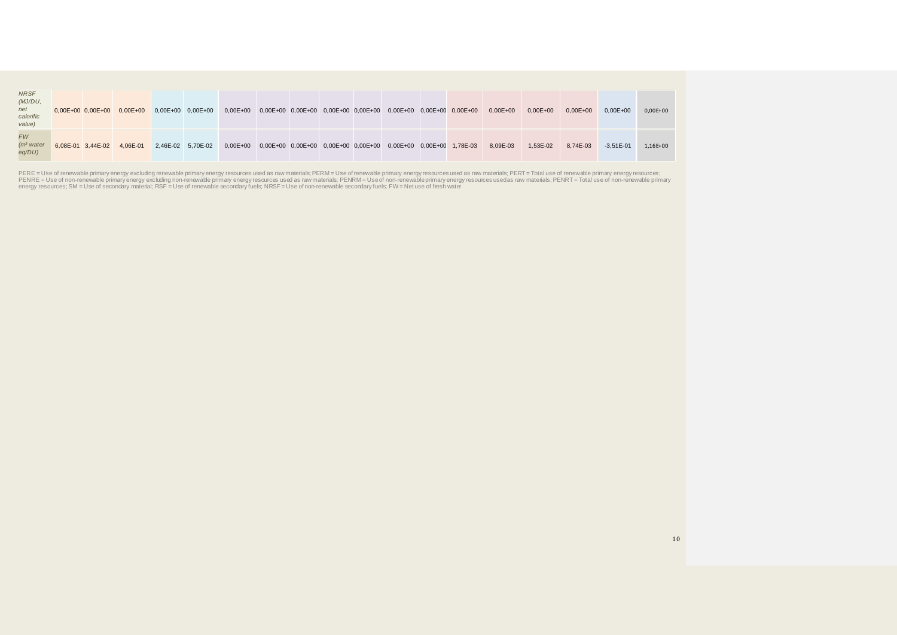| | | | | | | | | | | | | | | | | | | | |
|---|---|---|---|---|---|---|---|---|---|---|---|---|---|---|---|---|---|---|---|
| *NRSF (MJ/DU, net calorific value)* | 0,00E+00 | 0,00E+00 | 0,00E+00 | 0,00E+00 | 0,00E+00 | 0,00E+00 | 0,00E+00 | 0,00E+00 | 0,00E+00 | 0,00E+00 | 0,00E+00 | 0,00E+00 | 0,00E+00 | 0,00E+00 | 0,00E+00 | 0,00E+00 | 0,00E+00 | 0,00E+00 |
| *FW ($m^3$ water eq/DU)* | 6,08E-01 | 3,44E-02 | 4,06E-01 | 2,46E-02 | 5,70E-02 | 0,00E+00 | 0,00E+00 | 0,00E+00 | 0,00E+00 | 0,00E+00 | 0,00E+00 | 0,00E+00 | 1,78E-03 | 8,09E-03 | 1,53E-02 | 8,74E-03 | -3,51E-01 | 1,16E+00 |

PERE = Use of renewable primary energy excluding renewable primary energy resources used as raw materials; PERM = Use of renewable primary energy resources used as raw materials; PERT = Total use of renewable primary energy resources; PENRE = Use of non-renewable primary energy excluding non-renewable primary energy resources used as raw materials; PENRM = Use of non-renewable primary energy resources used as raw materials; PENRT = Total use of non-renewable primary energy resources; SM = Use of secondary material; RSF = Use of renewable secondary fuels; NRSF = Use of non-renewable secondary fuels; FW = Net use of fresh water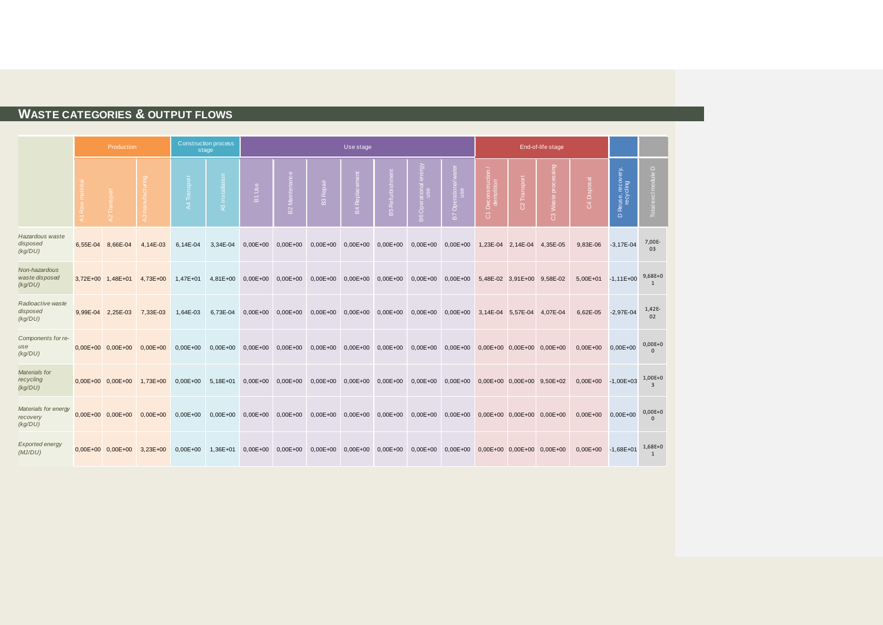## WASTE CATEGORIES & OUTPUT FLOWS

| | Production | | | Construction process stage | | Use stage | | | | | | | End-of-life stage | | | | | |
|---|---|---|---|---|---|---|---|---|---|---|---|---|---|---|---|---|---|---|
| | A1 Raw material | A2 Transport | A3 manufacturing | A4 Transport | A5 Installation | B1 Use | B2 Maintenance | B3 Repair | B4 Replacement | B5 Refurbishment | B6 Operational energy use | B7 Operational water use | C1 Deconstruction / demolition | C2 Transport | C3 Waste processing | C4 Disposal | D Reuse, recovery, recycling | Total excl module D |
| *Hazardous waste disposed (kg/DU)* | 6,55E-04 | 8,66E-04 | 4,14E-03 | 6,14E-04 | 3,34E-04 | 0,00E+00 | 0,00E+00 | 0,00E+00 | 0,00E+00 | 0,00E+00 | 0,00E+00 | 0,00E+00 | 1,23E-04 | 2,14E-04 | 4,35E-05 | 9,83E-06 | -3,17E-04 | 7,00E-03 |
| *Non-hazardous waste disposed (kg/DU)* | 3,72E+00 | 1,48E+01 | 4,73E+00 | 1,47E+01 | 4,81E+00 | 0,00E+00 | 0,00E+00 | 0,00E+00 | 0,00E+00 | 0,00E+00 | 0,00E+00 | 0,00E+00 | 5,48E-02 | 3,91E+00 | 9,58E-02 | 5,00E+01 | -1,11E+00 | 9,68E+01 |
| *Radioactive waste disposed (kg/DU)* | 9,99E-04 | 2,25E-03 | 7,33E-03 | 1,64E-03 | 6,73E-04 | 0,00E+00 | 0,00E+00 | 0,00E+00 | 0,00E+00 | 0,00E+00 | 0,00E+00 | 0,00E+00 | 3,14E-04 | 5,57E-04 | 4,07E-04 | 6,62E-05 | -2,97E-04 | 1,42E-02 |
| *Components for re-use (kg/DU)* | 0,00E+00 | 0,00E+00 | 0,00E+00 | 0,00E+00 | 0,00E+00 | 0,00E+00 | 0,00E+00 | 0,00E+00 | 0,00E+00 | 0,00E+00 | 0,00E+00 | 0,00E+00 | 0,00E+00 | 0,00E+00 | 0,00E+00 | 0,00E+00 | 0,00E+00 | 0,00E+00 |
| *Materials for recycling (kg/DU)* | 0,00E+00 | 0,00E+00 | 1,73E+00 | 0,00E+00 | 5,18E+01 | 0,00E+00 | 0,00E+00 | 0,00E+00 | 0,00E+00 | 0,00E+00 | 0,00E+00 | 0,00E+00 | 0,00E+00 | 0,00E+00 | 9,50E+02 | 0,00E+00 | -1,00E+03 | 1,00E+03 |
| *Materials for energy recovery (kg/DU)* | 0,00E+00 | 0,00E+00 | 0,00E+00 | 0,00E+00 | 0,00E+00 | 0,00E+00 | 0,00E+00 | 0,00E+00 | 0,00E+00 | 0,00E+00 | 0,00E+00 | 0,00E+00 | 0,00E+00 | 0,00E+00 | 0,00E+00 | 0,00E+00 | 0,00E+00 | 0,00E+00 |
| *Exported energy (MJ/DU)* | 0,00E+00 | 0,00E+00 | 3,23E+00 | 0,00E+00 | 1,36E+01 | 0,00E+00 | 0,00E+00 | 0,00E+00 | 0,00E+00 | 0,00E+00 | 0,00E+00 | 0,00E+00 | 0,00E+00 | 0,00E+00 | 0,00E+00 | 0,00E+00 | -1,68E+01 | 1,68E+01 |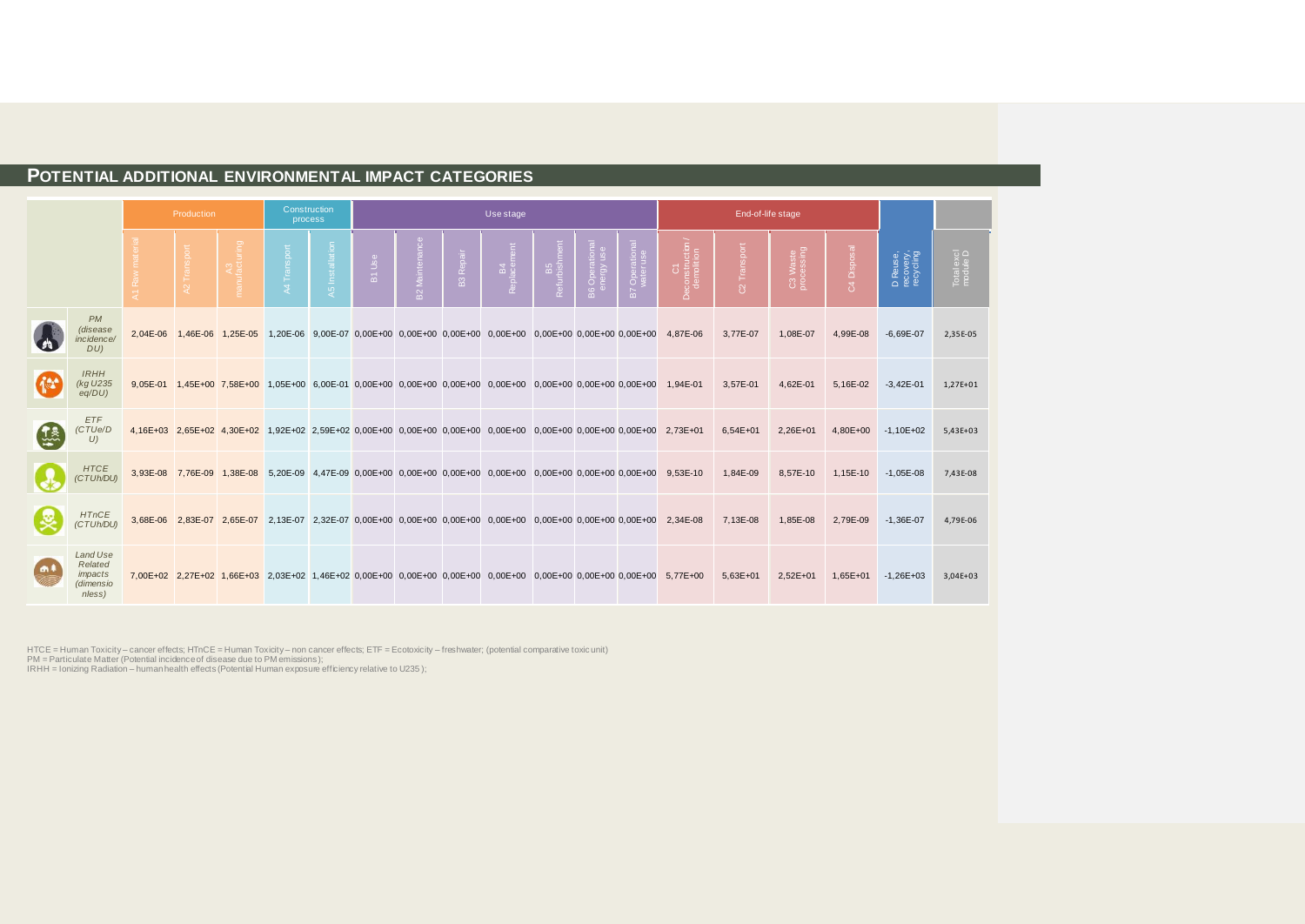## POTENTIAL ADDITIONAL ENVIRONMENTAL IMPACT CATEGORIES

| | Production | | | Construction process | | Use stage | | | | | | | End-of-life stage | | | | | |
|---|---|---|---|---|---|---|---|---|---|---|---|---|---|---|---|---|---|---|
| | A1 Raw material | A2 Transport | A3 manufacturing | A4 Transport | A5 Installation | B1 Use | B2 Maintenance | B3 Repair | B4 Replacement | B5 Refurbishment | B6 Operational energy use | B7 Operational water use | C1 Deconstruction / demolition | C2 Transport | C3 Waste processing | C4 Disposal | D Reuse, recovery, recycling | Total excl module D |
| *PM (disease incidence/ DU)* | 2,04E-06 | 1,46E-06 | 1,25E-05 | 1,20E-06 | 9,00E-07 | 0,00E+00 | 0,00E+00 | 0,00E+00 | 0,00E+00 | 0,00E+00 | 0,00E+00 | 0,00E+00 | 4,87E-06 | 3,77E-07 | 1,08E-07 | 4,99E-08 | -6,69E-07 | 2,35E-05 |
| *IRHH (kg U235 eq/DU)* | 9,05E-01 | 1,45E+00 | 7,58E+00 | 1,05E+00 | 6,00E-01 | 0,00E+00 | 0,00E+00 | 0,00E+00 | 0,00E+00 | 0,00E+00 | 0,00E+00 | 0,00E+00 | 1,94E-01 | 3,57E-01 | 4,62E-01 | 5,16E-02 | -3,42E-01 | 1,27E+01 |
| *ETF (CTUe/DU)* | 4,16E+03 | 2,65E+02 | 4,30E+02 | 1,92E+02 | 2,59E+02 | 0,00E+00 | 0,00E+00 | 0,00E+00 | 0,00E+00 | 0,00E+00 | 0,00E+00 | 0,00E+00 | 2,73E+01 | 6,54E+01 | 2,26E+01 | 4,80E+00 | -1,10E+02 | 5,43E+03 |
| *HTCE (CTUh/DU)* | 3,93E-08 | 7,76E-09 | 1,38E-08 | 5,20E-09 | 4,47E-09 | 0,00E+00 | 0,00E+00 | 0,00E+00 | 0,00E+00 | 0,00E+00 | 0,00E+00 | 0,00E+00 | 9,53E-10 | 1,84E-09 | 8,57E-10 | 1,15E-10 | -1,05E-08 | 7,43E-08 |
| *HTnCE (CTUh/DU)* | 3,68E-06 | 2,83E-07 | 2,65E-07 | 2,13E-07 | 2,32E-07 | 0,00E+00 | 0,00E+00 | 0,00E+00 | 0,00E+00 | 0,00E+00 | 0,00E+00 | 0,00E+00 | 2,34E-08 | 7,13E-08 | 1,85E-08 | 2,79E-09 | -1,36E-07 | 4,79E-06 |
| *Land Use Related impacts (dimensionless)* | 7,00E+02 | 2,27E+02 | 1,66E+03 | 2,03E+02 | 1,46E+02 | 0,00E+00 | 0,00E+00 | 0,00E+00 | 0,00E+00 | 0,00E+00 | 0,00E+00 | 0,00E+00 | 5,77E+00 | 5,63E+01 | 2,52E+01 | 1,65E+01 | -1,26E+03 | 3,04E+03 |

HTCE = Human Toxicity – cancer effects; HTnCE = Human Toxicity – non cancer effects; ETF = Ecotoxicity – freshwater; (potential comparative toxic unit)
PM = Particulate Matter (Potential incidence of disease due to PM emissions);
IRHH = Ionizing Radiation – human health effects (Potential Human exposure efficiency relative to U235);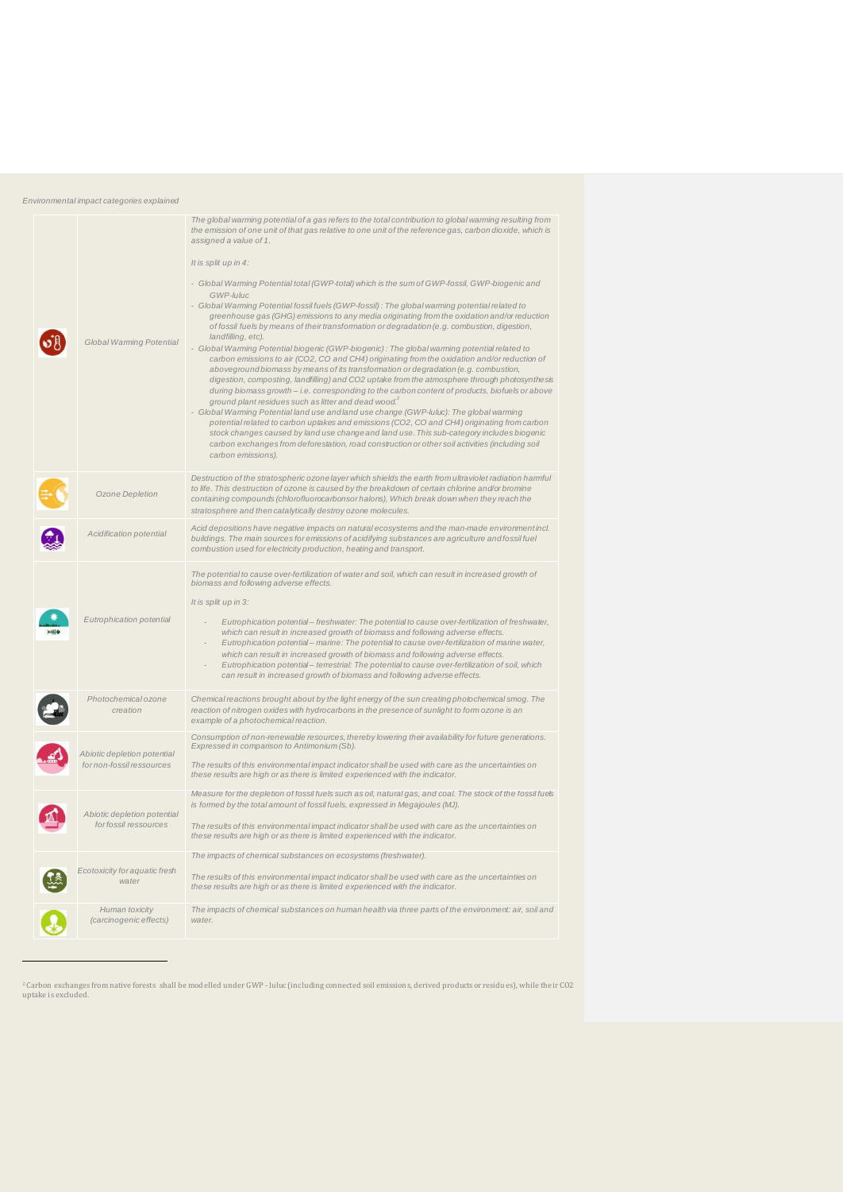*Environmental impact categories explained*

| | | |
|---|---|---|
| | Global Warming Potential | The global warming potential of a gas refers to the total contribution to global warming resulting from the emission of one unit of that gas relative to one unit of the reference gas, carbon dioxide, which is assigned a value of 1.<br><br>It is split up in 4:<br><br>- Global Warming Potential total (GWP-total) which is the sum of GWP-fossil, GWP-biogenic and GWP-luluc<br>- Global Warming Potential fossil fuels (GWP-fossil): The global warming potential related to greenhouse gas (GHG) emissions to any media originating from the oxidation and/or reduction of fossil fuels by means of their transformation or degradation (e.g. combustion, digestion, landfilling, etc).<br>- Global Warming Potential biogenic (GWP-biogenic): The global warming potential related to carbon emissions to air ($CO_2$, CO and $CH_4$) originating from the oxidation and/or reduction of aboveground biomass by means of its transformation or degradation (e.g. combustion, digestion, composting, landfilling) and $CO_2$ uptake from the atmosphere through photosynthesis during biomass growth – i.e. corresponding to the carbon content of products, biofuels or above ground plant residues such as litter and dead wood.[2]<br>- Global Warming Potential land use and land use change (GWP-luluc): The global warming potential related to carbon uptakes and emissions ($CO_2$, CO and $CH_4$) originating from carbon stock changes caused by land use change and land use. This sub-category includes biogenic carbon exchanges from deforestation, road construction or other soil activities (including soil carbon emissions). |
| | Ozone Depletion | Destruction of the stratospheric ozone layer which shields the earth from ultraviolet radiation harmful to life. This destruction of ozone is caused by the breakdown of certain chlorine and/or bromine containing compounds (chlorofluorocarbons or halons), Which break down when they reach the stratosphere and then catalytically destroy ozone molecules. |
| | Acidification potential | Acid depositions have negative impacts on natural ecosystems and the man-made environment incl. buildings. The main sources for emissions of acidifying substances are agriculture and fossil fuel combustion used for electricity production, heating and transport. |
| | Eutrophication potential | The potential to cause over-fertilization of water and soil, which can result in increased growth of biomass and following adverse effects.<br><br>It is split up in 3:<br><br>- Eutrophication potential – freshwater: The potential to cause over-fertilization of freshwater, which can result in increased growth of biomass and following adverse effects.<br>- Eutrophication potential – marine: The potential to cause over-fertilization of marine water, which can result in increased growth of biomass and following adverse effects.<br>- Eutrophication potential – terrestrial: The potential to cause over-fertilization of soil, which can result in increased growth of biomass and following adverse effects. |
| | Photochemical ozone creation | Chemical reactions brought about by the light energy of the sun creating photochemical smog. The reaction of nitrogen oxides with hydrocarbons in the presence of sunlight to form ozone is an example of a photochemical reaction. |
| | Abiotic depletion potential for non-fossil ressources | Consumption of non-renewable resources, thereby lowering their availability for future generations. Expressed in comparison to Antimonium (Sb).<br><br>The results of this environmental impact indicator shall be used with care as the uncertainties on these results are high or as there is limited experienced with the indicator. |
| | Abiotic depletion potential for fossil ressources | Measure for the depletion of fossil fuels such as oil, natural gas, and coal. The stock of the fossil fuels is formed by the total amount of fossil fuels, expressed in Megajoules (MJ).<br><br>The results of this environmental impact indicator shall be used with care as the uncertainties on these results are high or as there is limited experienced with the indicator. |
| | Ecotoxicity for aquatic fresh water | The impacts of chemical substances on ecosystems (freshwater).<br><br>The results of this environmental impact indicator shall be used with care as the uncertainties on these results are high or as there is limited experienced with the indicator. |
| | Human toxicity (carcinogenic effects) | The impacts of chemical substances on human health via three parts of the environment: air, soil and water. |

[2] Carbon exchanges from native forests shall be modelled under GWP - luluc (including connected soil emissions, derived products or residues), while their $CO_2$ uptake is excluded.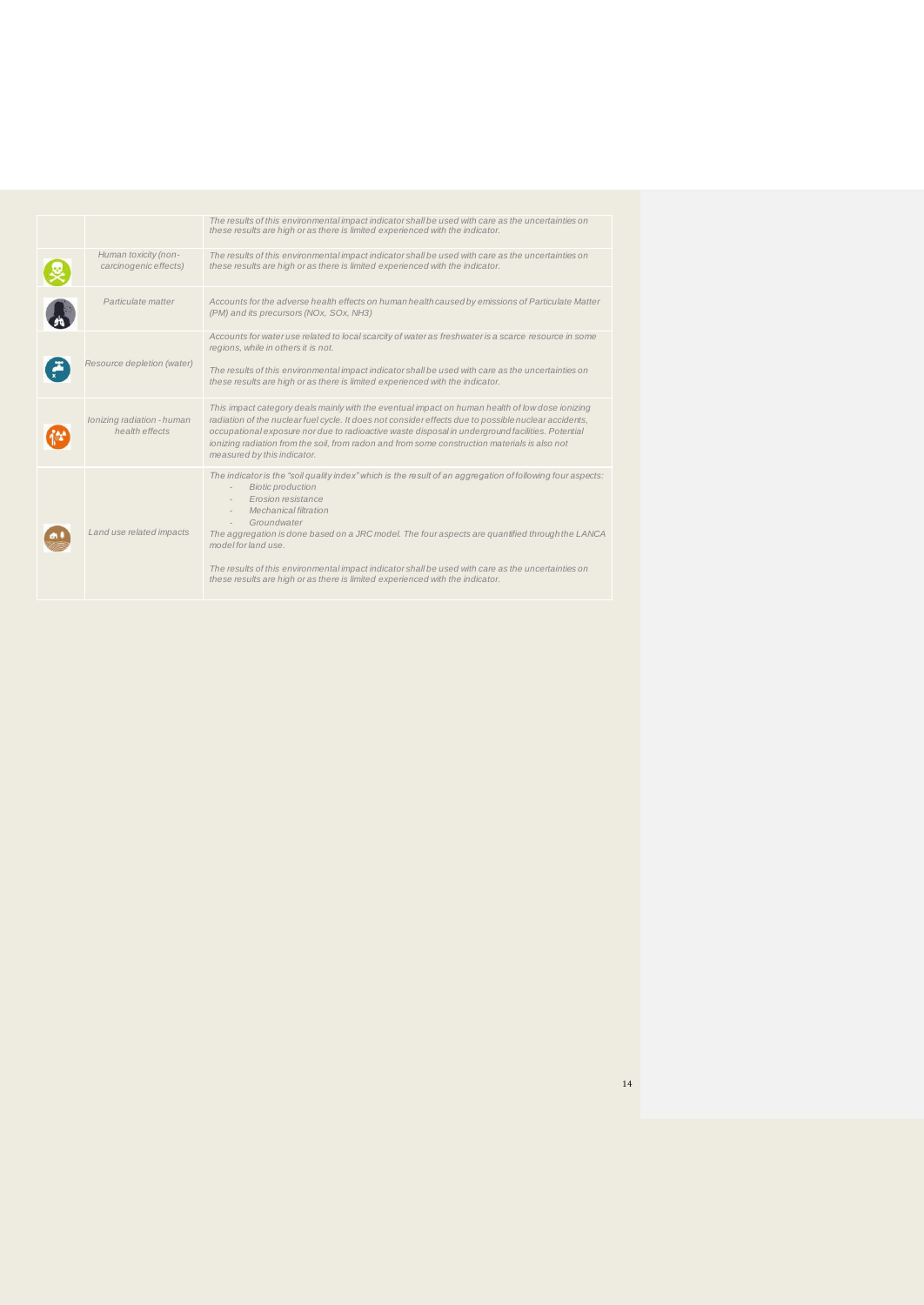| | | |
|---|---|---|
| | | *The results of this environmental impact indicator shall be used with care as the uncertainties on these results are high or as there is limited experienced with the indicator.* |
| | *Human toxicity (non-carcinogenic effects)* | *The results of this environmental impact indicator shall be used with care as the uncertainties on these results are high or as there is limited experienced with the indicator.* |
| | *Particulate matter* | *Accounts for the adverse health effects on human health caused by emissions of Particulate Matter (PM) and its precursors (NOx, SOx, NH3)* |
| | *Resource depletion (water)* | *Accounts for water use related to local scarcity of water as freshwater is a scarce resource in some regions, while in others it is not.*<br><br>*The results of this environmental impact indicator shall be used with care as the uncertainties on these results are high or as there is limited experienced with the indicator.* |
| | *Ionizing radiation - human health effects* | *This impact category deals mainly with the eventual impact on human health of low dose ionizing radiation of the nuclear fuel cycle. It does not consider effects due to possible nuclear accidents, occupational exposure nor due to radioactive waste disposal in underground facilities. Potential ionizing radiation from the soil, from radon and from some construction materials is also not measured by this indicator.* |
| | *Land use related impacts* | *The indicator is the "soil quality index" which is the result of an aggregation of following four aspects:*<br>- *Biotic production*<br>- *Erosion resistance*<br>- *Mechanical filtration*<br>- *Groundwater*<br><br>*The aggregation is done based on a JRC model. The four aspects are quantified through the LANCA model for land use.*<br><br>*The results of this environmental impact indicator shall be used with care as the uncertainties on these results are high or as there is limited experienced with the indicator.* |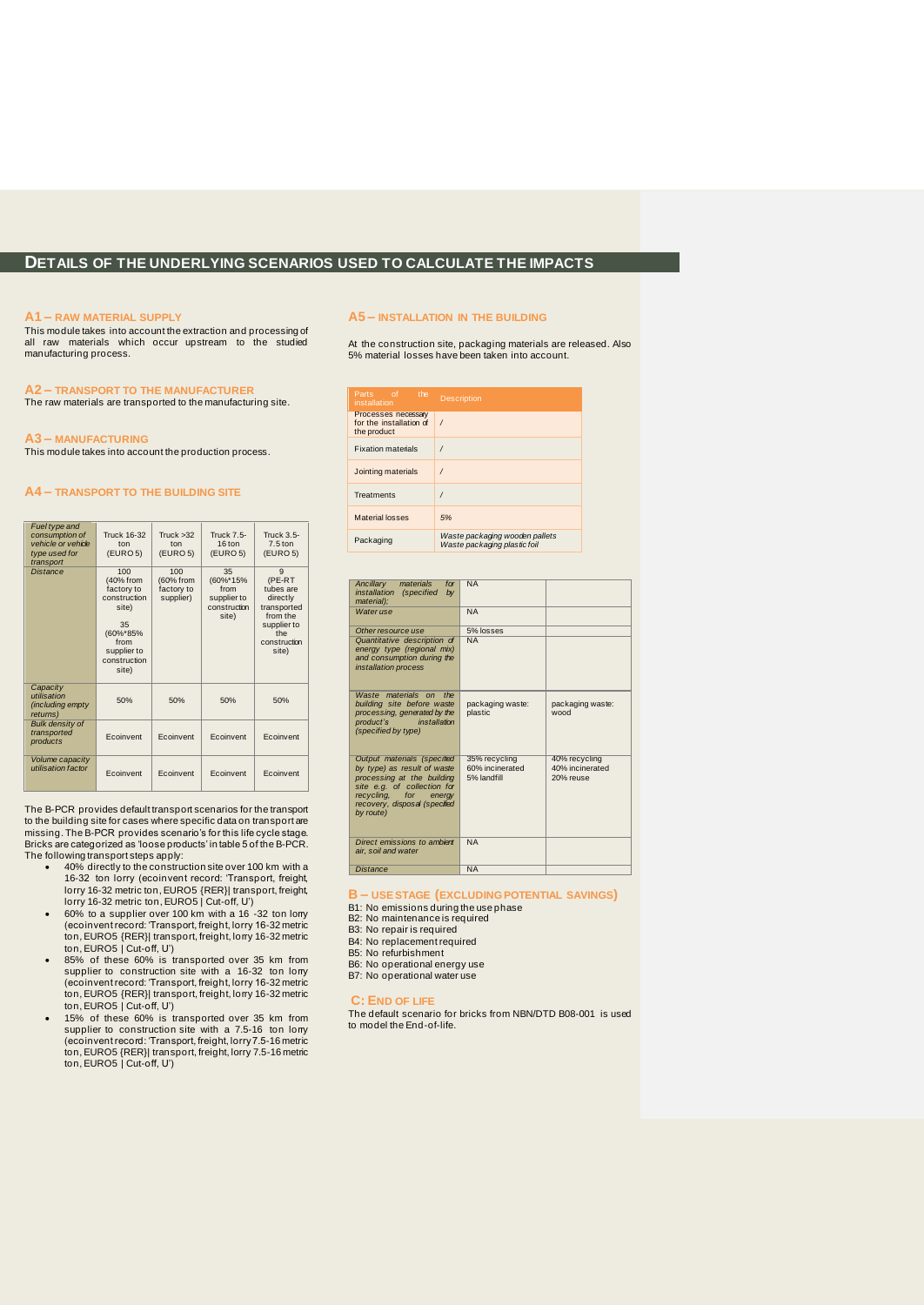## DETAILS OF THE UNDERLYING SCENARIOS USED TO CALCULATE THE IMPACTS

### A1 – RAW MATERIAL SUPPLY

This module takes into account the extraction and processing of all raw materials which occur upstream to the studied manufacturing process.

### A2 – TRANSPORT TO THE MANUFACTURER

The raw materials are transported to the manufacturing site.

### A3 – MANUFACTURING

This module takes into account the production process.

### A4 – TRANSPORT TO THE BUILDING SITE

| *Fuel type and consumption of vehicle or vehicle type used for transport* | Truck 16-32 ton (EURO 5) | Truck >32 ton (EURO 5) | Truck 7.5-16 ton (EURO 5) | Truck 3.5-7.5 ton (EURO 5) |
|---|---|---|---|---|
| *Distance* | 100 (40% from factory to construction site) 35 (60%*85% from supplier to construction site) | 100 (60% from factory to supplier) | 35 (60%*15% from supplier to construction site) | 9 (PE-RT tubes are directly transported from the supplier to the construction site) |
| *Capacity utilisation (including empty returns)* | 50% | 50% | 50% | 50% |
| *Bulk density of transported products* | Ecoinvent | Ecoinvent | Ecoinvent | Ecoinvent |
| *Volume capacity utilisation factor* | Ecoinvent | Ecoinvent | Ecoinvent | Ecoinvent |

The B-PCR provides default transport scenarios for the transport to the building site for cases where specific data on transport are missing. The B-PCR provides scenario's for this life cycle stage. Bricks are categorized as 'loose products' in table 5 of the B-PCR. The following transport steps apply:

- 40% directly to the construction site over 100 km with a 16-32 ton lorry (ecoinvent record: 'Transport, freight, lorry 16-32 metric ton, EURO5 {RER}| transport, freight, lorry 16-32 metric ton, EURO5 | Cut-off, U')
- 60% to a supplier over 100 km with a 16 -32 ton lorry (ecoinvent record: 'Transport, freight, lorry 16-32 metric ton, EURO5 {RER}| transport, freight, lorry 16-32 metric ton, EURO5 | Cut-off, U')
- 85% of these 60% is transported over 35 km from supplier to construction site with a 16-32 ton lorry (ecoinvent record: 'Transport, freight, lorry 16-32 metric ton, EURO5 {RER}| transport, freight, lorry 16-32 metric ton, EURO5 | Cut-off, U')
- 15% of these 60% is transported over 35 km from supplier to construction site with a 7.5-16 ton lorry (ecoinvent record: 'Transport, freight, lorry 7.5-16 metric ton, EURO5 {RER}| transport, freight, lorry 7.5-16 metric ton, EURO5 | Cut-off, U')

### A5 – INSTALLATION IN THE BUILDING

At the construction site, packaging materials are released. Also 5% material losses have been taken into account.

| Parts of the installation | Description |
|---|---|
| Processes necessary for the installation of the product | / |
| Fixation materials | / |
| Jointing materials | / |
| Treatments | / |
| Material losses | *5%* |
| Packaging | *Waste packaging wooden pallets* *Waste packaging plastic foil* |

| | | |
|---|---|---|
| *Ancillary materials for installation (specified by material);* | NA | |
| *Water use* | NA | |
| *Other resource use* | 5% losses | |
| *Quantitative description of energy type (regional mix) and consumption during the installation process* | NA | |
| *Waste materials on the building site before waste processing, generated by the product's installation (specified by type)* | packaging waste: plastic | packaging waste: wood |
| *Output materials (specified by type) as result of waste processing at the building site e.g. of collection for recycling, for energy recovery, disposal (specified by route)* | 35% recycling 60% incinerated 5% landfill | 40% recycling 40% incinerated 20% reuse |
| *Direct emissions to ambient air, soil and water* | NA | |
| *Distance* | NA | |

### B – USE STAGE (EXCLUDING POTENTIAL SAVINGS)

B1: No emissions during the use phase
B2: No maintenance is required
B3: No repair is required
B4: No replacement required
B5: No refurbishment
B6: No operational energy use
B7: No operational water use

### C: END OF LIFE

The default scenario for bricks from NBN/DTD B08-001 is used to model the End-of-life.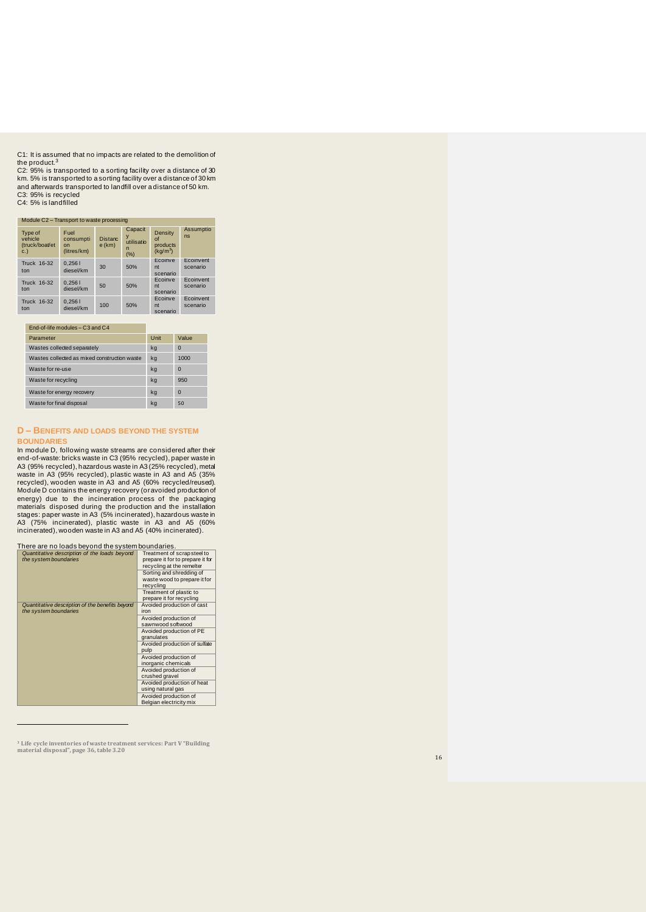C1: It is assumed that no impacts are related to the demolition of the product.[3]

C2: 95% is transported to a sorting facility over a distance of 30 km. 5% is transported to a sorting facility over a distance of 30 km and afterwards transported to landfill over a distance of 50 km.

C3: 95% is recycled

C4: 5% is landfilled

| Module C2 – Transport to waste processing | | | | | |
|---|---|---|---|---|---|
| Type of vehicle (truck/boat/etc.) | Fuel consumption (litres/km) | Distance (km) | Capacity utilisation (%) | Density of products (kg/m³) | Assumptions |
| Truck 16-32 ton | 0,256 l diesel/km | 30 | 50% | Ecoinvent scenario | Ecoinvent scenario |
| Truck 16-32 ton | 0,256 l diesel/km | 50 | 50% | Ecoinvent scenario | Ecoinvent scenario |
| Truck 16-32 ton | 0,256 l diesel/km | 100 | 50% | Ecoinvent scenario | Ecoinvent scenario |

| End-of-life modules – C3 and C4 | | |
|---|---|---|
| Parameter | Unit | Value |
| Wastes collected separately | kg | 0 |
| Wastes collected as mixed construction waste | kg | 1000 |
| Waste for re-use | kg | 0 |
| Waste for recycling | kg | 950 |
| Waste for energy recovery | kg | 0 |
| Waste for final disposal | kg | 50 |

## D – Benefits and loads beyond the system boundaries

In module D, following waste streams are considered after their end-of-waste: bricks waste in C3 (95% recycled), paper waste in A3 (95% recycled), hazardous waste in A3 (25% recycled), metal waste in A3 (95% recycled), plastic waste in A3 and A5 (35% recycled), wooden waste in A3 and A5 (60% recycled/reused). Module D contains the energy recovery (or avoided production of energy) due to the incineration process of the packaging materials disposed during the production and the installation stages: paper waste in A3 (5% incinerated), hazardous waste in A3 (75% incinerated), plastic waste in A3 and A5 (60% incinerated), wooden waste in A3 and A5 (40% incinerated).

There are no loads beyond the system boundaries.

| | |
|---|---|
| *Quantitative description of the loads beyond the system boundaries* | Treatment of scrap steel to prepare it for to prepare it for recycling at the remelter |
| | Sorting and shredding of waste wood to prepare it for recycling |
| | Treatment of plastic to prepare it for recycling |
| *Quantitative description of the benefits beyond the system boundaries* | Avoided production of cast iron |
| | Avoided production of sawnwood softwood |
| | Avoided production of PE granulates |
| | Avoided production of sulfate pulp |
| | Avoided production of inorganic chemicals |
| | Avoided production of crushed gravel |
| | Avoided production of heat using natural gas |
| | Avoided production of Belgian electricity mix |

[3] Life cycle inventories of waste treatment services: Part V "Building material disposal", page 36, table 3.20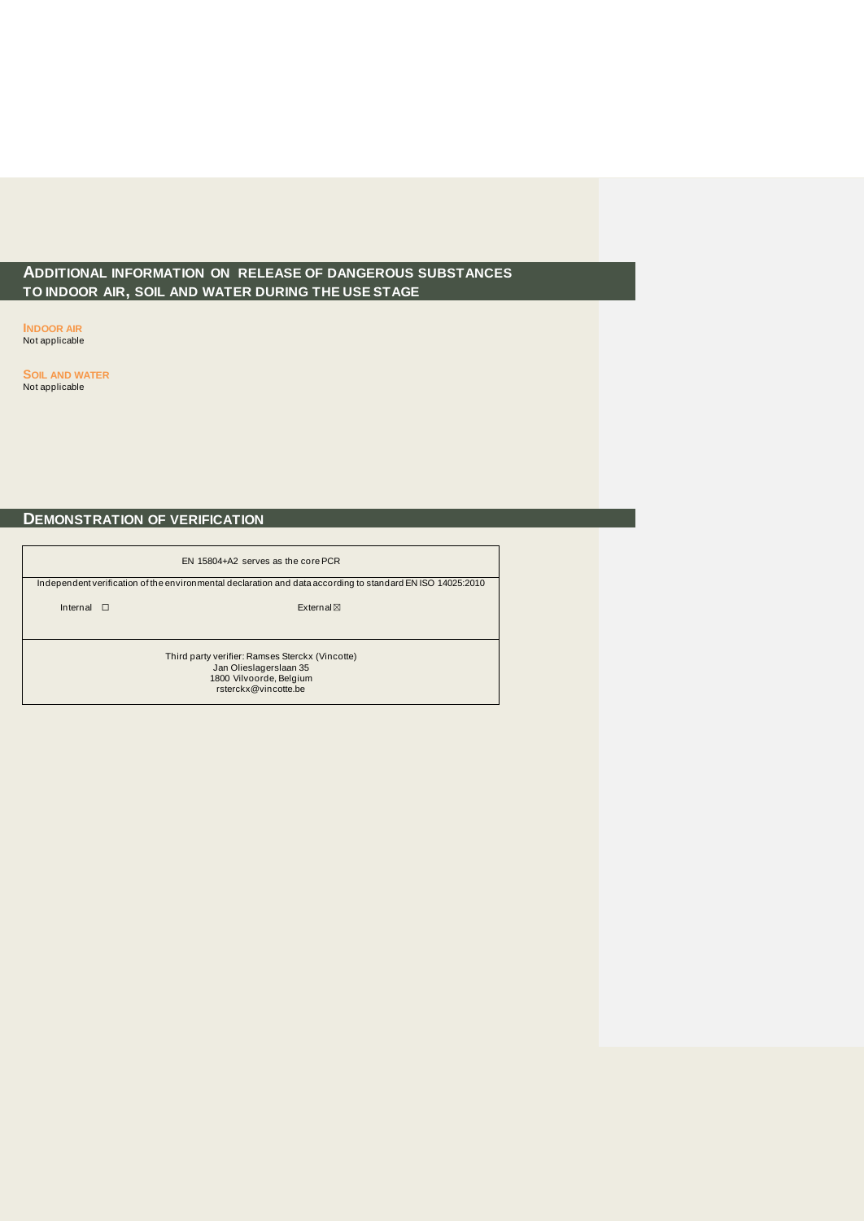## Additional information on release of dangerous substances to indoor air, soil and water during the use stage

### Indoor air

Not applicable

### Soil and water

Not applicable

## Demonstration of verification

| EN 15804+A2 serves as the core PCR | |
|---|---|
| Independent verification of the environmental declaration and data according to standard EN ISO 14025:2010 | |
| Internal ☐ | External ☒ |
| Third party verifier: Ramses Sterckx (Vincotte)<br>Jan Olieslagerslaan 35<br>1800 Vilvoorde, Belgium<br>rsterckx@vincotte.be | |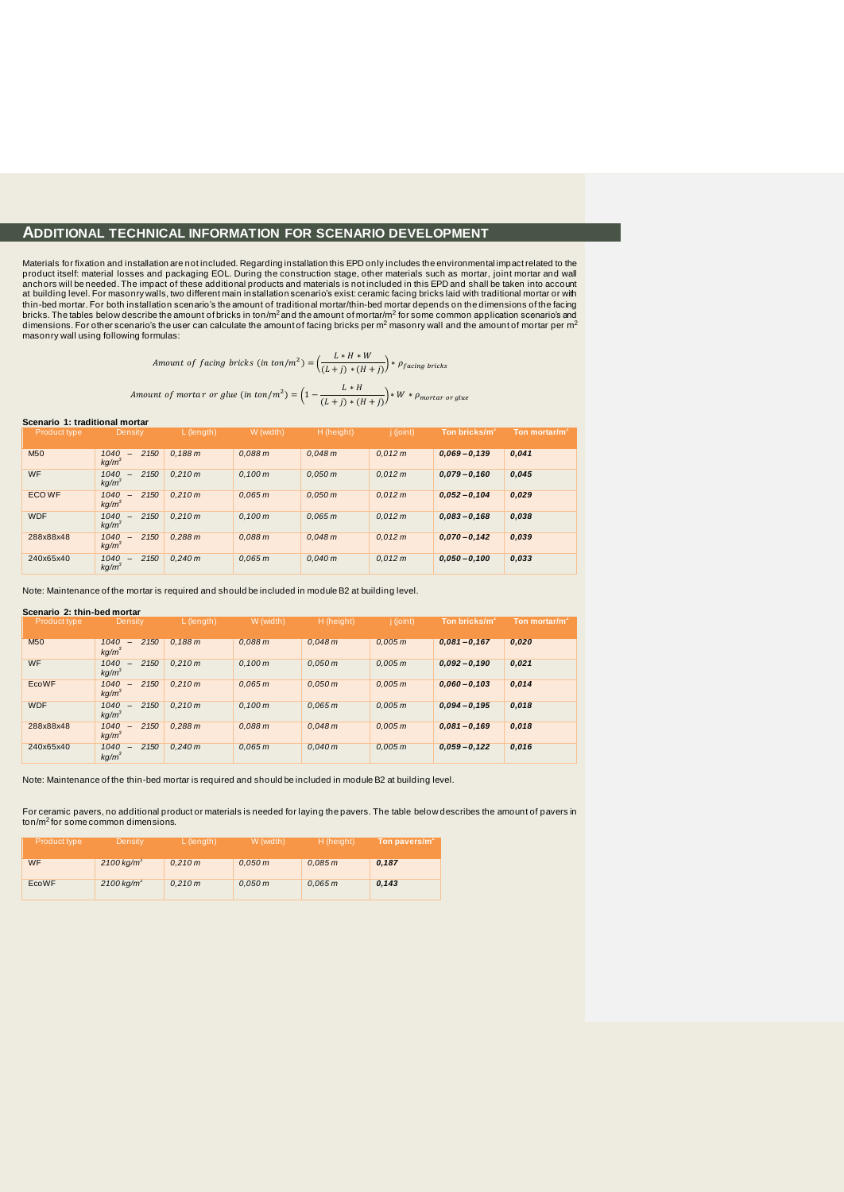## ADDITIONAL TECHNICAL INFORMATION FOR SCENARIO DEVELOPMENT

Materials for fixation and installation are not included. Regarding installation this EPD only includes the environmental impact related to the product itself: material losses and packaging EOL. During the construction stage, other materials such as mortar, joint mortar and wall anchors will be needed. The impact of these additional products and materials is not included in this EPD and shall be taken into account at building level. For masonry walls, two different main installation scenario's exist: ceramic facing bricks laid with traditional mortar or with thin-bed mortar. For both installation scenario's the amount of traditional mortar/thin-bed mortar depends on the dimensions of the facing bricks. The tables below describe the amount of bricks in ton/m² and the amount of mortar/m² for some common application scenario's and dimensions. For other scenario's the user can calculate the amount of facing bricks per m² masonry wall and the amount of mortar per m² masonry wall using following formulas:

$$Amount\ of\ facing\ bricks\ (in\ ton/m^2) = \left(\frac{L * H * W}{(L+j) * (H+j)}\right) * \rho_{facing\ bricks}$$

$$Amount\ of\ mortar\ or\ glue\ (in\ ton/m^2) = \left(1 - \frac{L * H}{(L+j) * (H+j)}\right) * W * \rho_{mortar\ or\ glue}$$

**Scenario 1: traditional mortar**

| Product type | Density | L (length) | W (width) | H (height) | j (joint) | Ton bricks/m² | Ton mortar/m² |
|---|---|---|---|---|---|---|---|
| M50 | *1040 – 2150 kg/m³* | *0,188 m* | *0,088 m* | *0,048 m* | *0,012 m* | ***0,069 – 0,139*** | ***0,041*** |
| WF | *1040 – 2150 kg/m³* | *0,210 m* | *0,100 m* | *0,050 m* | *0,012 m* | ***0,079 – 0,160*** | ***0,045*** |
| ECO WF | *1040 – 2150 kg/m³* | *0,210 m* | *0,065 m* | *0,050 m* | *0,012 m* | ***0,052 – 0,104*** | ***0,029*** |
| WDF | *1040 – 2150 kg/m³* | *0,210 m* | *0,100 m* | *0,065 m* | *0,012 m* | ***0,083 – 0,168*** | ***0,038*** |
| 288x88x48 | *1040 – 2150 kg/m³* | *0,288 m* | *0,088 m* | *0,048 m* | *0,012 m* | ***0,070 – 0,142*** | ***0,039*** |
| 240x65x40 | *1040 – 2150 kg/m³* | *0,240 m* | *0,065 m* | *0,040 m* | *0,012 m* | ***0,050 – 0,100*** | ***0,033*** |

Note: Maintenance of the mortar is required and should be included in module B2 at building level.

**Scenario 2: thin-bed mortar**

| Product type | Density | L (length) | W (width) | H (height) | j (joint) | Ton bricks/m² | Ton mortar/m² |
|---|---|---|---|---|---|---|---|
| M50 | *1040 – 2150 kg/m³* | *0,188 m* | *0,088 m* | *0,048 m* | *0,005 m* | ***0,081 – 0,167*** | ***0,020*** |
| WF | *1040 – 2150 kg/m³* | *0,210 m* | *0,100 m* | *0,050 m* | *0,005 m* | ***0,092 – 0,190*** | ***0,021*** |
| EcoWF | *1040 – 2150 kg/m³* | *0,210 m* | *0,065 m* | *0,050 m* | *0,005 m* | ***0,060 – 0,103*** | ***0,014*** |
| WDF | *1040 – 2150 kg/m³* | *0,210 m* | *0,100 m* | *0,065 m* | *0,005 m* | ***0,094 – 0,195*** | ***0,018*** |
| 288x88x48 | *1040 – 2150 kg/m³* | *0,288 m* | *0,088 m* | *0,048 m* | *0,005 m* | ***0,081 – 0,169*** | ***0,018*** |
| 240x65x40 | *1040 – 2150 kg/m³* | *0,240 m* | *0,065 m* | *0,040 m* | *0,005 m* | ***0,059 – 0,122*** | ***0,016*** |

Note: Maintenance of the thin-bed mortar is required and should be included in module B2 at building level.

For ceramic pavers, no additional product or materials is needed for laying the pavers. The table below describes the amount of pavers in ton/m² for some common dimensions.

| Product type | Density | L (length) | W (width) | H (height) | Ton pavers/m² |
|---|---|---|---|---|---|
| WF | *2100 kg/m³* | *0,210 m* | *0,050 m* | *0,085 m* | ***0,187*** |
| EcoWF | *2100 kg/m³* | *0,210 m* | *0,050 m* | *0,065 m* | ***0,143*** |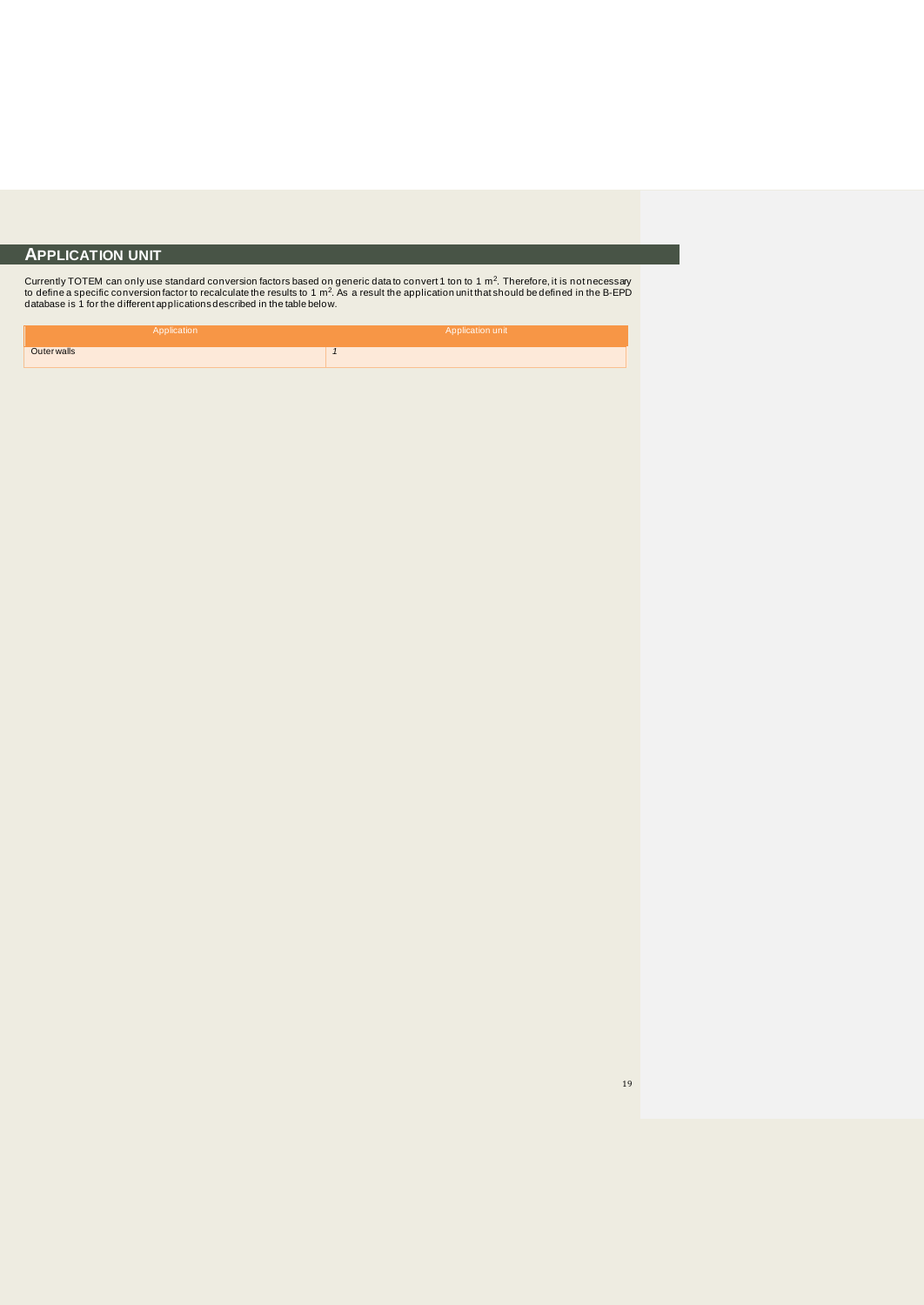# APPLICATION UNIT

Currently TOTEM can only use standard conversion factors based on generic data to convert 1 ton to 1 $m^2$. Therefore, it is not necessary to define a specific conversion factor to recalculate the results to 1 $m^2$. As a result the application unit that should be defined in the B-EPD database is 1 for the different applications described in the table below.

| Application | Application unit |
|---|---|
| Outer walls | *1* |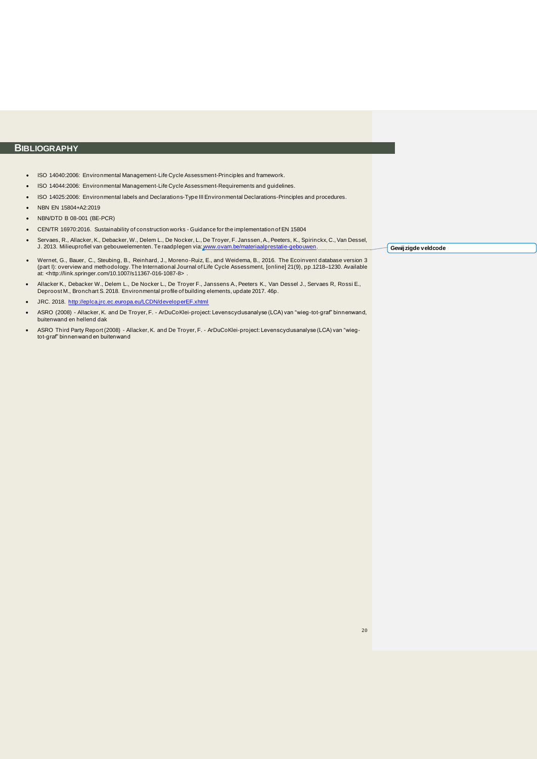## BIBLIOGRAPHY

- ISO 14040:2006: Environmental Management-Life Cycle Assessment-Principles and framework.
- ISO 14044:2006: Environmental Management-Life Cycle Assessment-Requirements and guidelines.
- ISO 14025:2006: Environmental labels and Declarations-Type III Environmental Declarations-Principles and procedures.
- NBN EN 15804+A2:2019
- NBN/DTD B 08-001 (BE-PCR)
- CEN/TR 16970:2016. Sustainability of construction works - Guidance for the implementation of EN 15804
- Servaes, R., Allacker, K., Debacker, W., Delem L., De Nocker, L., De Troyer, F. Janssen, A., Peeters, K., Spirinckx, C., Van Dessel, J. 2013. Milieuprofiel van gebouwelementen. Te raadplegen via: www.ovam.be/materiaalprestatie-gebouwen.
- Wernet, G., Bauer, C., Steubing, B., Reinhard, J., Moreno-Ruiz, E., and Weidema, B., 2016. The Ecoinvent database version 3 (part I): overview and methodology. The International Journal of Life Cycle Assessment, [online] 21(9), pp.1218–1230. Available at: <http://link.springer.com/10.1007/s11367-016-1087-8> .
- Allacker K., Debacker W., Delem L., De Nocker L., De Troyer F., Janssens A., Peeters K., Van Dessel J., Servaes R, Rossi E., Deproost M., Bronchart S. 2018. Environmental profile of building elements, update 2017. 46p.
- JRC. 2018. http://eplca.jrc.ec.europa.eu/LCDN/developerEF.xhtml
- ASRO (2008) - Allacker, K. and De Troyer, F. - ArDuCoKlei-project: Levenscyclusanalyse (LCA) van "wieg-tot-graf" binnenwand, buitenwand en hellend dak
- ASRO Third Party Report (2008) - Allacker, K. and De Troyer, F. - ArDuCoKlei-project: Levenscyclusanalyse (LCA) van "wieg-tot-graf" binnenwand en buitenwand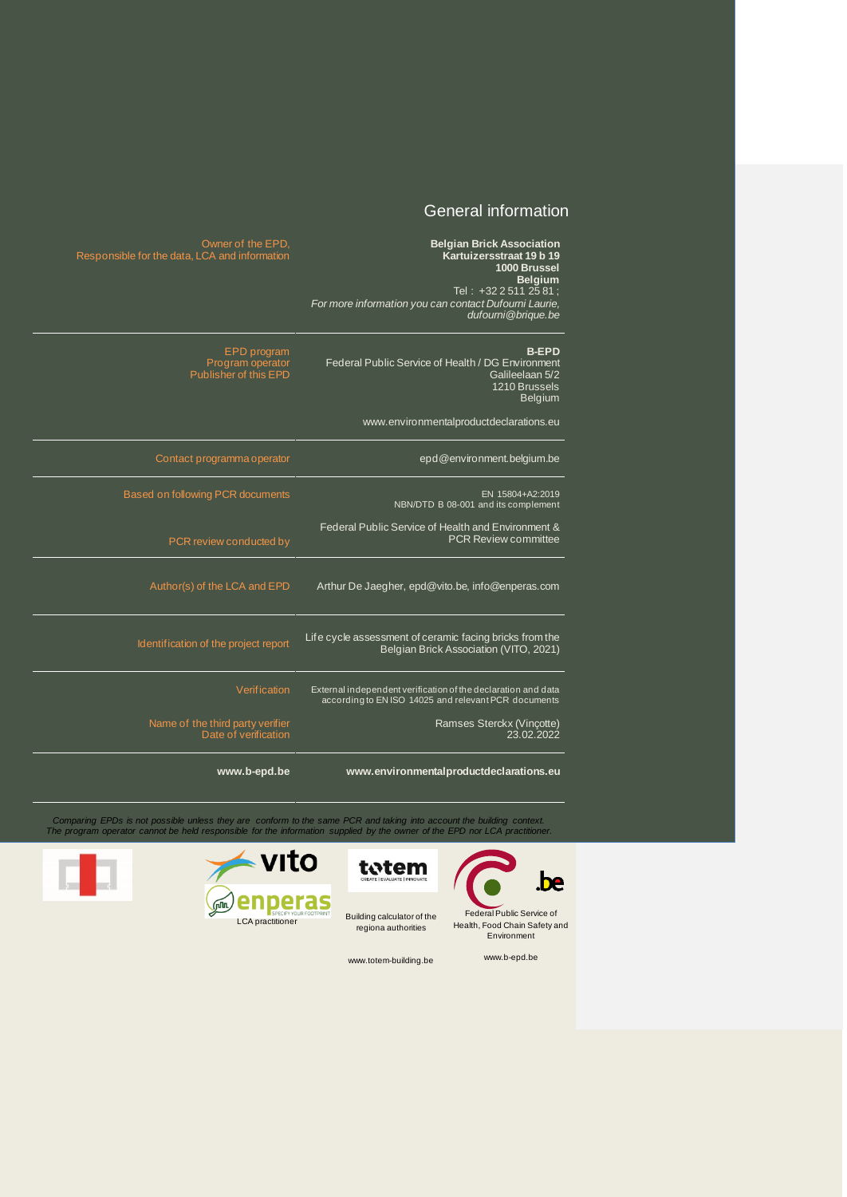## General information

| | |
|---|---|
| Owner of the EPD, Responsible for the data, LCA and information | **Belgian Brick Association** **Kartuizersstraat 19 b 19** **1000 Brussel** **Belgium** Tel : +32 2 511 25 81 ; *For more information you can contact Dufourni Laurie, dufourni@brique.be* |
| EPD program Program operator Publisher of this EPD | **B-EPD** Federal Public Service of Health / DG Environment Galileelaan 5/2 1210 Brussels Belgium  www.environmentalproductdeclarations.eu |
| Contact programma operator | epd@environment.belgium.be |
| Based on following PCR documents | EN 15804+A2:2019 NBN/DTD B 08-001 and its complement |
| PCR review conducted by | Federal Public Service of Health and Environment & PCR Review committee |
| Author(s) of the LCA and EPD | Arthur De Jaegher, epd@vito.be, info@enperas.com |
| Identification of the project report | Life cycle assessment of ceramic facing bricks from the Belgian Brick Association (VITO, 2021) |
| Verification | External independent verification of the declaration and data according to EN ISO 14025 and relevant PCR documents |
| Name of the third party verifier Date of verification | Ramses Sterckx (Vinçotte) 23.02.2022 |
| **www.b-epd.be** | **www.environmentalproductdeclarations.eu** |

*Comparing EPDs is not possible unless they are conform to the same PCR and taking into account the building context. The program operator cannot be held responsible for the information supplied by the owner of the EPD nor LCA practitioner.*

vito enperas

LCA practitioner

totem

Building calculator of the regiona authorities

www.totem-building.be

.be

Federal Public Service of Health, Food Chain Safety and Environment

www.b-epd.be